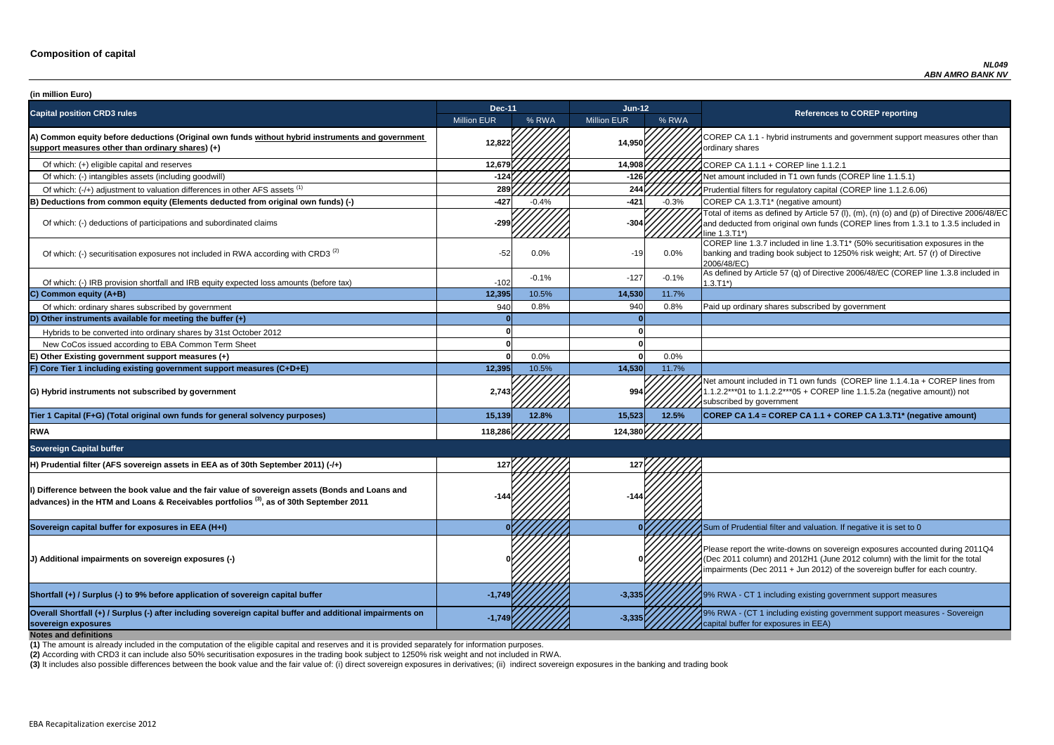# Composition of capital

*NL049*
*ABN AMRO BANK NV*

**(in million Euro)**

| Capital position CRD3 rules | Dec-11 | | Jun-12 | | References to COREP reporting |
|---|---|---|---|---|---|
| | Million EUR | % RWA | Million EUR | % RWA | |
| **A) Common equity before deductions (Original own funds without hybrid instruments and government support measures other than ordinary shares) (+)** | **12,822** | | **14,950** | | COREP CA 1.1 - hybrid instruments and government support measures other than ordinary shares |
| Of which: (+) eligible capital and reserves | **12,679** | | **14,908** | | COREP CA 1.1.1 + COREP line 1.1.2.1 |
| Of which: (-) intangibles assets (including goodwill) | **-124** | | **-126** | | Net amount included in T1 own funds (COREP line 1.1.5.1) |
| Of which: (-/+) adjustment to valuation differences in other AFS assets [1] | **289** | | **244** | | Prudential filters for regulatory capital (COREP line 1.1.2.6.06) |
| **B) Deductions from common equity (Elements deducted from original own funds) (-)** | **-427** | -0.4% | **-421** | -0.3% | COREP CA 1.3.T1* (negative amount) |
| Of which: (-) deductions of participations and subordinated claims | **-299** | | **-304** | | Total of items as defined by Article 57 (l), (m), (n) (o) and (p) of Directive 2006/48/EC and deducted from original own funds (COREP lines from 1.3.1 to 1.3.5 included in line 1.3.T1*) |
| Of which: (-) securitisation exposures not included in RWA according with CRD3 [2] | -52 | 0.0% | -19 | 0.0% | COREP line 1.3.7 included in line 1.3.T1* (50% securitisation exposures in the banking and trading book subject to 1250% risk weight; Art. 57 (r) of Directive 2006/48/EC) |
| Of which: (-) IRB provision shortfall and IRB equity expected loss amounts (before tax) | -102 | -0.1% | -127 | -0.1% | As defined by Article 57 (q) of Directive 2006/48/EC (COREP line 1.3.8 included in 1.3.T1*) |
| **C) Common equity (A+B)** | **12,395** | 10.5% | **14,530** | 11.7% | |
| Of which: ordinary shares subscribed by government | 940 | 0.8% | 940 | 0.8% | Paid up ordinary shares subscribed by government |
| **D) Other instruments available for meeting the buffer (+)** | **0** | | **0** | | |
| Hybrids to be converted into ordinary shares by 31st October 2012 | **0** | | **0** | | |
| New CoCos issued according to EBA Common Term Sheet | **0** | | **0** | | |
| **E) Other Existing government support measures (+)** | **0** | 0.0% | **0** | 0.0% | |
| **F) Core Tier 1 including existing government support measures (C+D+E)** | **12,395** | 10.5% | **14,530** | 11.7% | |
| **G) Hybrid instruments not subscribed by government** | **2,743** | | **994** | | Net amount included in T1 own funds (COREP line 1.1.4.1a + COREP lines from 1.1.2.2***01 to 1.1.2.2***05 + COREP line 1.1.5.2a (negative amount)) not subscribed by government |
| **Tier 1 Capital (F+G) (Total original own funds for general solvency purposes)** | **15,139** | **12.8%** | **15,523** | **12.5%** | **COREP CA 1.4 = COREP CA 1.1 + COREP CA 1.3.T1* (negative amount)** |
| **RWA** | **118,286** | | **124,380** | | |
| **Sovereign Capital buffer** | | | | | |
| **H) Prudential filter (AFS sovereign assets in EEA as of 30th September 2011) (-/+)** | **127** | | **127** | | |
| **I) Difference between the book value and the fair value of sovereign assets (Bonds and Loans and advances) in the HTM and Loans & Receivables portfolios [3], as of 30th September 2011** | **-144** | | **-144** | | |
| **Sovereign capital buffer for exposures in EEA (H+I)** | **0** | | **0** | | Sum of Prudential filter and valuation. If negative it is set to 0 |
| **J) Additional impairments on sovereign exposures (-)** | **0** | | **0** | | Please report the write-downs on sovereign exposures accounted during 2011Q4 (Dec 2011 column) and 2012H1 (June 2012 column) with the limit for the total impairments (Dec 2011 + Jun 2012) of the sovereign buffer for each country. |
| **Shortfall (+) / Surplus (-) to 9% before application of sovereign capital buffer** | **-1,749** | | **-3,335** | | 9% RWA - CT 1 including existing government support measures |
| **Overall Shortfall (+) / Surplus (-) after including sovereign capital buffer and additional impairments on sovereign exposures** | **-1,749** | | **-3,335** | | 9% RWA - (CT 1 including existing government support measures - Sovereign capital buffer for exposures in EEA) |

**Notes and definitions**

**(1)** The amount is already included in the computation of the eligible capital and reserves and it is provided separately for information purposes.

**(2)** According with CRD3 it can include also 50% securitisation exposures in the trading book subject to 1250% risk weight and not included in RWA.

**(3)** It includes also possible differences between the book value and the fair value of: (i) direct sovereign exposures in derivatives; (ii) indirect sovereign exposures in the banking and trading book

EBA Recapitalization exercise 2012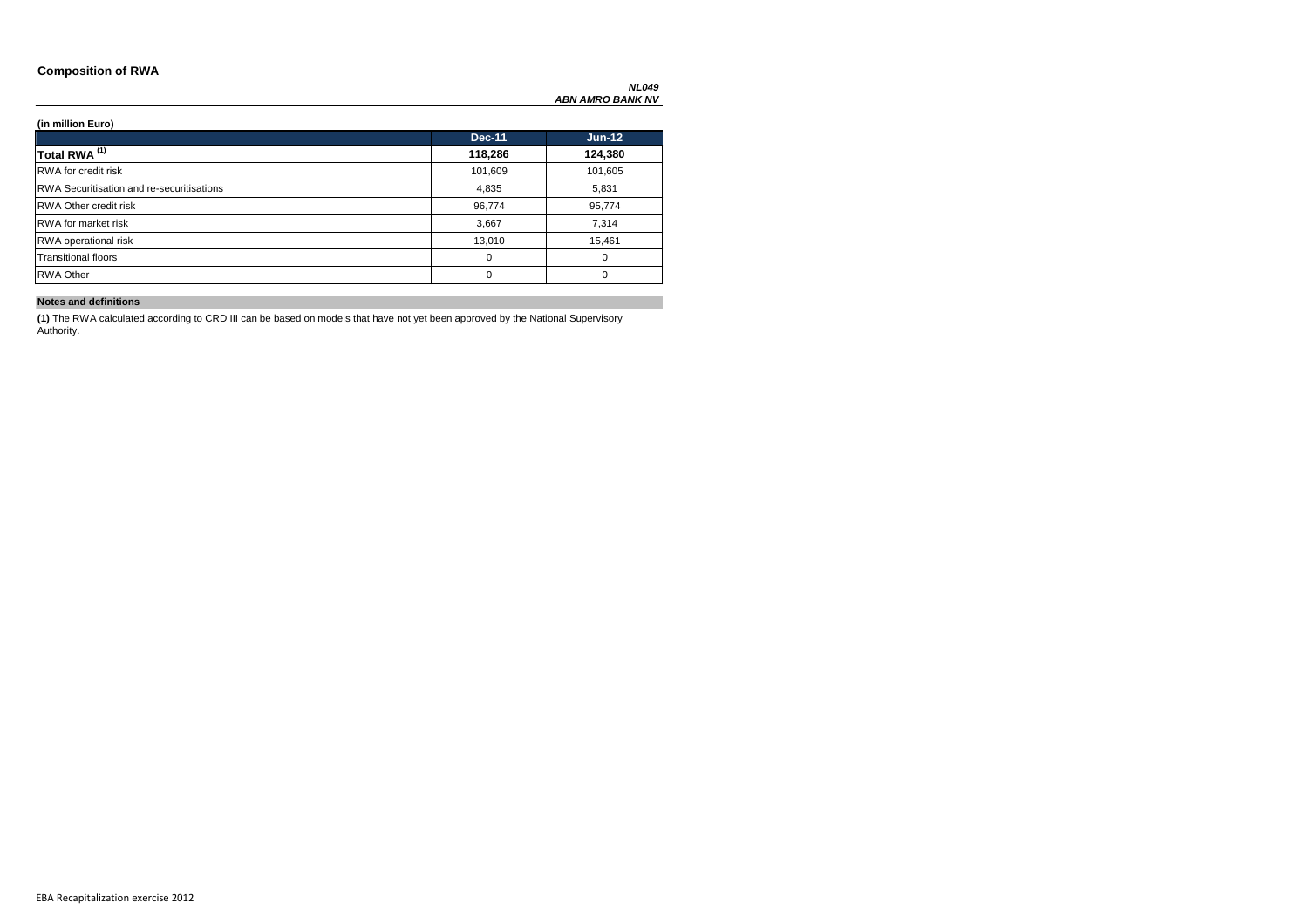## Composition of RWA

***NL049***
***ABN AMRO BANK NV***

**(in million Euro)**

| | Dec-11 | Jun-12 |
|---|---|---|
| **Total RWA [(1)]** | **118,286** | **124,380** |
| RWA for credit risk | 101,609 | 101,605 |
| RWA Securitisation and re-securitisations | 4,835 | 5,831 |
| RWA Other credit risk | 96,774 | 95,774 |
| RWA for market risk | 3,667 | 7,314 |
| RWA operational risk | 13,010 | 15,461 |
| Transitional floors | 0 | 0 |
| RWA Other | 0 | 0 |

**Notes and definitions**

**(1)** The RWA calculated according to CRD III can be based on models that have not yet been approved by the National Supervisory Authority.

EBA Recapitalization exercise 2012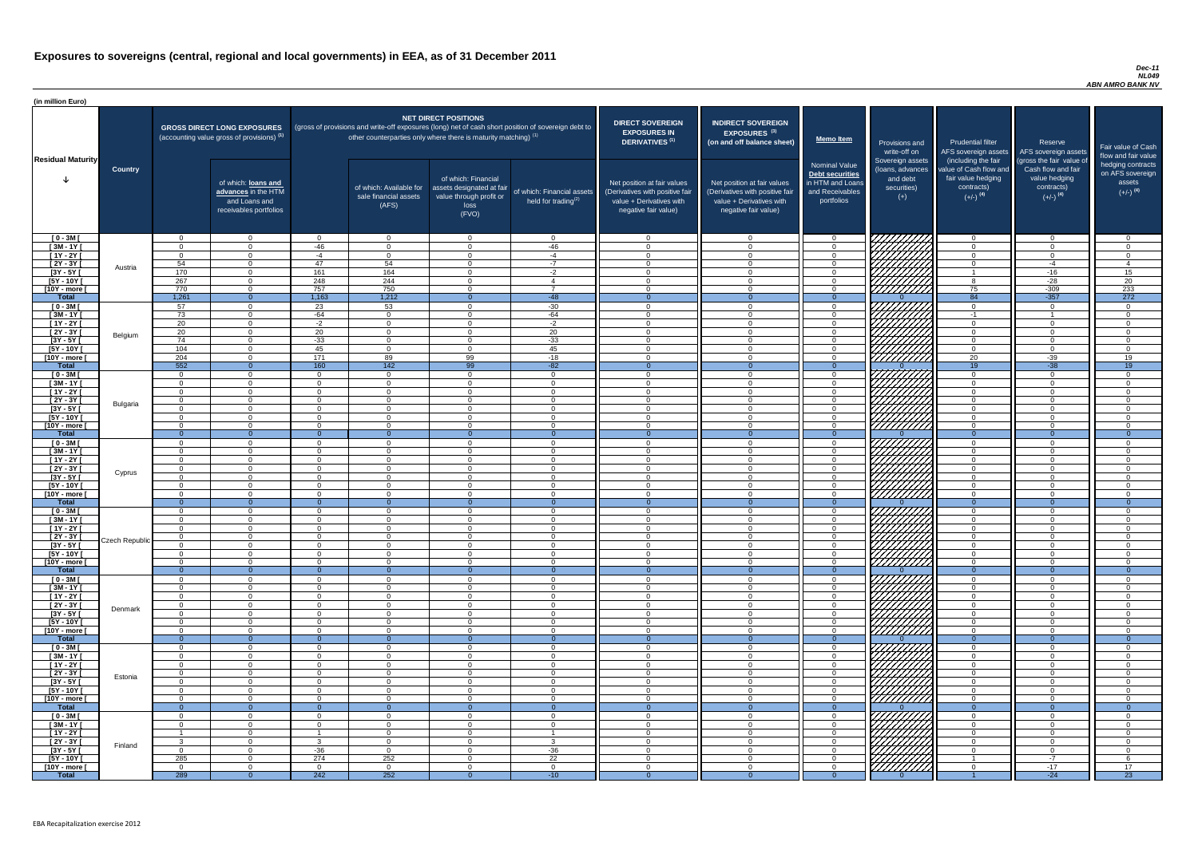# Exposures to sovereigns (central, regional and local governments) in EEA, as of 31 December 2011

*Dec-11*
*NL049*
*ABN AMRO BANK NV*

(in million Euro)

| Residual Maturity | Country | GROSS DIRECT LONG EXPOSURES (accounting value gross of provisions) (1) | of which: loans and advances in the HTM and Loans and receivables portfolios | NET DIRECT POSITIONS (gross of provisions and write-off exposures (long) net of cash short position of sovereign debt to other counterparties only where there is maturity matching) (1) | of which: Available for sale financial assets (AFS) | of which: Financial assets designated at fair value through profit or loss (FVO) | of which: Financial assets held for trading(2) | DIRECT SOVEREIGN EXPOSURES IN DERIVATIVES (1) Net position at fair values (Derivatives with positive fair value + Derivatives with negative fair value) | INDIRECT SOVEREIGN EXPOSURES (3) (on and off balance sheet) Net position at fair values (Derivatives with positive fair value + Derivatives with negative fair value) | Memo Item: Nominal Value Debt securities in HTM and Loans and Receivables portfolios | Provisions and write-off on Sovereign assets (loans, advances and debt securities) (+) | Prudential filter AFS sovereign assets (including the fair value of Cash flow and fair value hedging contracts) (+/-) (4) | Reserve AFS sovereign assets (gross the fair value of Cash flow and fair value hedging contracts) (+/-) (4) | Fair value of Cash flow and fair value hedging contracts on AFS sovereign assets (+/-) (4) |
|---|---|---|---|---|---|---|---|---|---|---|---|---|---|---|
| [ 0 - 3M [ | Austria | 0 | 0 | 0 | 0 | 0 | 0 | 0 | 0 | 0 | | 0 | 0 | 0 |
| [ 3M - 1Y [ | | 0 | 0 | -46 | 0 | 0 | -46 | 0 | 0 | 0 | | 0 | 0 | 0 |
| [ 1Y - 2Y [ | | 0 | 0 | -4 | 0 | 0 | -4 | 0 | 0 | 0 | | 0 | 0 | 0 |
| [ 2Y - 3Y [ | | 54 | 0 | 47 | 54 | 0 | -7 | 0 | 0 | 0 | | 0 | -4 | 4 |
| [3Y - 5Y [ | | 170 | 0 | 161 | 164 | 0 | -2 | 0 | 0 | 0 | | 1 | -16 | 15 |
| [5Y - 10Y [ | | 267 | 0 | 248 | 244 | 0 | 4 | 0 | 0 | 0 | | 8 | -28 | 20 |
| [10Y - more [ | | 770 | 0 | 757 | 750 | 0 | 7 | 0 | 0 | 0 | | 75 | -309 | 233 |
| **Total** | | 1,261 | 0 | 1,163 | 1,212 | 0 | -48 | 0 | 0 | 0 | 0 | 84 | -357 | 272 |
| [ 0 - 3M [ | Belgium | 57 | 0 | 23 | 53 | 0 | -30 | 0 | 0 | 0 | | 0 | 0 | 0 |
| [ 3M - 1Y [ | | 73 | 0 | -64 | 0 | 0 | -64 | 0 | 0 | 0 | | -1 | 1 | 0 |
| [ 1Y - 2Y [ | | 20 | 0 | -2 | 0 | 0 | -2 | 0 | 0 | 0 | | 0 | 0 | 0 |
| [ 2Y - 3Y [ | | 20 | 0 | 20 | 0 | 0 | 20 | 0 | 0 | 0 | | 0 | 0 | 0 |
| [3Y - 5Y [ | | 74 | 0 | -33 | 0 | 0 | -33 | 0 | 0 | 0 | | 0 | 0 | 0 |
| [5Y - 10Y [ | | 104 | 0 | 45 | 0 | 0 | 45 | 0 | 0 | 0 | | 0 | 0 | 0 |
| [10Y - more [ | | 204 | 0 | 171 | 89 | 99 | -18 | 0 | 0 | 0 | | 20 | -39 | 19 |
| **Total** | | 552 | 0 | 160 | 142 | 99 | -82 | 0 | 0 | 0 | 0 | 19 | -38 | 19 |
| [ 0 - 3M [ | Bulgaria | 0 | 0 | 0 | 0 | 0 | 0 | 0 | 0 | 0 | | 0 | 0 | 0 |
| [ 3M - 1Y [ | | 0 | 0 | 0 | 0 | 0 | 0 | 0 | 0 | 0 | | 0 | 0 | 0 |
| [ 1Y - 2Y [ | | 0 | 0 | 0 | 0 | 0 | 0 | 0 | 0 | 0 | | 0 | 0 | 0 |
| [ 2Y - 3Y [ | | 0 | 0 | 0 | 0 | 0 | 0 | 0 | 0 | 0 | | 0 | 0 | 0 |
| [3Y - 5Y [ | | 0 | 0 | 0 | 0 | 0 | 0 | 0 | 0 | 0 | | 0 | 0 | 0 |
| [5Y - 10Y [ | | 0 | 0 | 0 | 0 | 0 | 0 | 0 | 0 | 0 | | 0 | 0 | 0 |
| [10Y - more [ | | 0 | 0 | 0 | 0 | 0 | 0 | 0 | 0 | 0 | | 0 | 0 | 0 |
| **Total** | | 0 | 0 | 0 | 0 | 0 | 0 | 0 | 0 | 0 | 0 | 0 | 0 | 0 |
| [ 0 - 3M [ | Cyprus | 0 | 0 | 0 | 0 | 0 | 0 | 0 | 0 | 0 | | 0 | 0 | 0 |
| [ 3M - 1Y [ | | 0 | 0 | 0 | 0 | 0 | 0 | 0 | 0 | 0 | | 0 | 0 | 0 |
| [ 1Y - 2Y [ | | 0 | 0 | 0 | 0 | 0 | 0 | 0 | 0 | 0 | | 0 | 0 | 0 |
| [ 2Y - 3Y [ | | 0 | 0 | 0 | 0 | 0 | 0 | 0 | 0 | 0 | | 0 | 0 | 0 |
| [3Y - 5Y [ | | 0 | 0 | 0 | 0 | 0 | 0 | 0 | 0 | 0 | | 0 | 0 | 0 |
| [5Y - 10Y [ | | 0 | 0 | 0 | 0 | 0 | 0 | 0 | 0 | 0 | | 0 | 0 | 0 |
| [10Y - more [ | | 0 | 0 | 0 | 0 | 0 | 0 | 0 | 0 | 0 | | 0 | 0 | 0 |
| **Total** | | 0 | 0 | 0 | 0 | 0 | 0 | 0 | 0 | 0 | 0 | 0 | 0 | 0 |
| [ 0 - 3M [ | Czech Republic | 0 | 0 | 0 | 0 | 0 | 0 | 0 | 0 | 0 | | 0 | 0 | 0 |
| [ 3M - 1Y [ | | 0 | 0 | 0 | 0 | 0 | 0 | 0 | 0 | 0 | | 0 | 0 | 0 |
| [ 1Y - 2Y [ | | 0 | 0 | 0 | 0 | 0 | 0 | 0 | 0 | 0 | | 0 | 0 | 0 |
| [ 2Y - 3Y [ | | 0 | 0 | 0 | 0 | 0 | 0 | 0 | 0 | 0 | | 0 | 0 | 0 |
| [3Y - 5Y [ | | 0 | 0 | 0 | 0 | 0 | 0 | 0 | 0 | 0 | | 0 | 0 | 0 |
| [5Y - 10Y [ | | 0 | 0 | 0 | 0 | 0 | 0 | 0 | 0 | 0 | | 0 | 0 | 0 |
| [10Y - more [ | | 0 | 0 | 0 | 0 | 0 | 0 | 0 | 0 | 0 | | 0 | 0 | 0 |
| **Total** | | 0 | 0 | 0 | 0 | 0 | 0 | 0 | 0 | 0 | 0 | 0 | 0 | 0 |
| [ 0 - 3M [ | Denmark | 0 | 0 | 0 | 0 | 0 | 0 | 0 | 0 | 0 | | 0 | 0 | 0 |
| [ 3M - 1Y [ | | 0 | 0 | 0 | 0 | 0 | 0 | 0 | 0 | 0 | | 0 | 0 | 0 |
| [ 1Y - 2Y [ | | 0 | 0 | 0 | 0 | 0 | 0 | 0 | 0 | 0 | | 0 | 0 | 0 |
| [ 2Y - 3Y [ | | 0 | 0 | 0 | 0 | 0 | 0 | 0 | 0 | 0 | | 0 | 0 | 0 |
| [3Y - 5Y [ | | 0 | 0 | 0 | 0 | 0 | 0 | 0 | 0 | 0 | | 0 | 0 | 0 |
| [5Y - 10Y [ | | 0 | 0 | 0 | 0 | 0 | 0 | 0 | 0 | 0 | | 0 | 0 | 0 |
| [10Y - more [ | | 0 | 0 | 0 | 0 | 0 | 0 | 0 | 0 | 0 | | 0 | 0 | 0 |
| **Total** | | 0 | 0 | 0 | 0 | 0 | 0 | 0 | 0 | 0 | 0 | 0 | 0 | 0 |
| [ 0 - 3M [ | Estonia | 0 | 0 | 0 | 0 | 0 | 0 | 0 | 0 | 0 | | 0 | 0 | 0 |
| [ 3M - 1Y [ | | 0 | 0 | 0 | 0 | 0 | 0 | 0 | 0 | 0 | | 0 | 0 | 0 |
| [ 1Y - 2Y [ | | 0 | 0 | 0 | 0 | 0 | 0 | 0 | 0 | 0 | | 0 | 0 | 0 |
| [ 2Y - 3Y [ | | 0 | 0 | 0 | 0 | 0 | 0 | 0 | 0 | 0 | | 0 | 0 | 0 |
| [3Y - 5Y [ | | 0 | 0 | 0 | 0 | 0 | 0 | 0 | 0 | 0 | | 0 | 0 | 0 |
| [5Y - 10Y [ | | 0 | 0 | 0 | 0 | 0 | 0 | 0 | 0 | 0 | | 0 | 0 | 0 |
| [10Y - more [ | | 0 | 0 | 0 | 0 | 0 | 0 | 0 | 0 | 0 | | 0 | 0 | 0 |
| **Total** | | 0 | 0 | 0 | 0 | 0 | 0 | 0 | 0 | 0 | 0 | 0 | 0 | 0 |
| [ 0 - 3M [ | Finland | 0 | 0 | 0 | 0 | 0 | 0 | 0 | 0 | 0 | | 0 | 0 | 0 |
| [ 3M - 1Y [ | | 0 | 0 | 0 | 0 | 0 | 0 | 0 | 0 | 0 | | 0 | 0 | 0 |
| [ 1Y - 2Y [ | | 1 | 0 | 1 | 0 | 0 | 1 | 0 | 0 | 0 | | 0 | 0 | 0 |
| [ 2Y - 3Y [ | | 3 | 0 | 3 | 0 | 0 | 3 | 0 | 0 | 0 | | 0 | 0 | 0 |
| [3Y - 5Y [ | | 0 | 0 | -36 | 0 | 0 | -36 | 0 | 0 | 0 | | 0 | 0 | 0 |
| [5Y - 10Y [ | | 285 | 0 | 274 | 252 | 0 | 22 | 0 | 0 | 0 | | 1 | -7 | 6 |
| [10Y - more [ | | 0 | 0 | 0 | 0 | 0 | 0 | 0 | 0 | 0 | | 0 | -17 | 17 |
| **Total** | | 289 | 0 | 242 | 252 | 0 | -10 | 0 | 0 | 0 | 0 | 1 | -24 | 23 |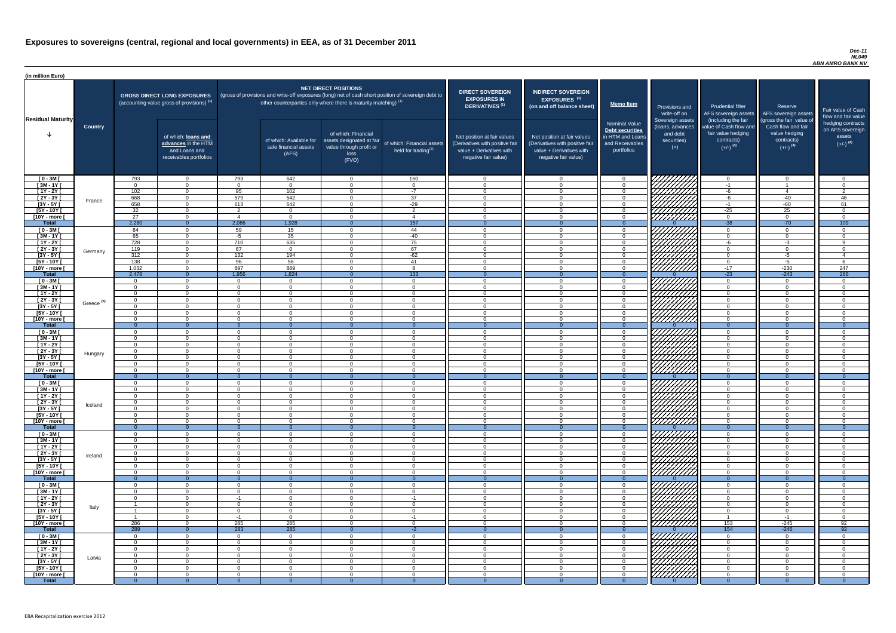# Exposures to sovereigns (central, regional and local governments) in EEA, as of 31 December 2011

*Dec-11*
*NL049*
*ABN AMRO BANK NV*

(in million Euro)

| Residual Maturity | Country | GROSS DIRECT LONG EXPOSURES (accounting value gross of provisions) (1) | of which: loans and advances in the HTM and Loans and receivables portfolios | NET DIRECT POSITIONS (gross of provisions and write-off exposures (long) net of cash short position of sovereign debt to other counterparties only where there is maturity matching) (1) | of which: Available for sale financial assets (AFS) | of which: Financial assets designated at fair value through profit or loss (FVO) | of which: Financial assets held for trading(2) | DIRECT SOVEREIGN EXPOSURES IN DERIVATIVES (1) Net position at fair values (Derivatives with positive fair value + Derivatives with negative fair value) | INDIRECT SOVEREIGN EXPOSURES (3) (on and off balance sheet) Net position at fair values (Derivatives with positive fair value + Derivatives with negative fair value) | Memo Item: Nominal Value Debt securities in HTM and Loans and Receivables portfolios | Provisions and write-off on Sovereign assets (loans, advances and debt securities) (+) | Prudential filter AFS sovereign assets (including the fair value of Cash flow and fair value hedging contracts) (+/-) (4) | Reserve AFS sovereign assets (gross the fair value of Cash flow and fair value hedging contracts) (+/-) (4) | Fair value of Cash flow and fair value hedging contracts on AFS sovereign assets (+/-) (4) |
|---|---|---|---|---|---|---|---|---|---|---|---|---|---|---|
| [ 0 - 3M [ | France | 793 | 0 | 793 | 642 | 0 | 150 | 0 | 0 | 0 | | 0 | 0 | 0 |
| [ 3M - 1Y [ | | 0 | 0 | 0 | 0 | 0 | 0 | 0 | 0 | 0 | | -1 | 1 | 0 |
| [ 1Y - 2Y [ | | 102 | 0 | 95 | 102 | 0 | -7 | 0 | 0 | 0 | | -6 | 4 | 2 |
| [ 2Y - 3Y [ | | 668 | 0 | 579 | 542 | 0 | 37 | 0 | 0 | 0 | | -6 | -40 | 46 |
| [3Y - 5Y [ | | 658 | 0 | 613 | 642 | 0 | -29 | 0 | 0 | 0 | | -1 | -60 | 61 |
| [5Y - 10Y [ | | 32 | 0 | 2 | 0 | 0 | 2 | 0 | 0 | 0 | | -25 | 25 | 0 |
| [10Y - more [ | | 27 | 0 | 4 | 0 | 0 | 4 | 0 | 0 | 0 | | 0 | 0 | 0 |
| **Total** | | 2,280 | 0 | 2,086 | 1,928 | 0 | 157 | 0 | 0 | 0 | 0 | -38 | -70 | 109 |
| [ 0 - 3M [ | Germany | 84 | 0 | 59 | 15 | 0 | 44 | 0 | 0 | 0 | | 0 | 0 | 0 |
| [ 3M - 1Y [ | | 65 | 0 | -5 | 35 | 0 | -40 | 0 | 0 | 0 | | 0 | 0 | 0 |
| [ 1Y - 2Y [ | | 728 | 0 | 710 | 635 | 0 | 75 | 0 | 0 | 0 | | -6 | -3 | 9 |
| [ 2Y - 3Y [ | | 119 | 0 | 67 | 0 | 0 | 67 | 0 | 0 | 0 | | 0 | 0 | 0 |
| [3Y - 5Y [ | | 312 | 0 | 132 | 194 | 0 | -62 | 0 | 0 | 0 | | 0 | -5 | 4 |
| [5Y - 10Y [ | | 138 | 0 | 96 | 56 | 0 | 41 | 0 | 0 | 0 | | 0 | -5 | 6 |
| [10Y - more [ | | 1,032 | 0 | 897 | 889 | 0 | 8 | 0 | 0 | 0 | | -17 | -230 | 247 |
| **Total** | | 2,478 | 0 | 1,956 | 1,824 | 0 | 133 | 0 | 0 | 0 | 0 | -23 | -243 | 266 |
| [ 0 - 3M [ | Greece (5) | 0 | 0 | 0 | 0 | 0 | 0 | 0 | 0 | 0 | | 0 | 0 | 0 |
| [ 3M - 1Y [ | | 0 | 0 | 0 | 0 | 0 | 0 | 0 | 0 | 0 | | 0 | 0 | 0 |
| [ 1Y - 2Y [ | | 0 | 0 | 0 | 0 | 0 | 0 | 0 | 0 | 0 | | 0 | 0 | 0 |
| [ 2Y - 3Y [ | | 0 | 0 | 0 | 0 | 0 | 0 | 0 | 0 | 0 | | 0 | 0 | 0 |
| [3Y - 5Y [ | | 0 | 0 | 0 | 0 | 0 | 0 | 0 | 0 | 0 | | 0 | 0 | 0 |
| [5Y - 10Y [ | | 0 | 0 | 0 | 0 | 0 | 0 | 0 | 0 | 0 | | 0 | 0 | 0 |
| [10Y - more [ | | 0 | 0 | 0 | 0 | 0 | 0 | 0 | 0 | 0 | | 0 | 0 | 0 |
| **Total** | | 0 | 0 | 0 | 0 | 0 | 0 | 0 | 0 | 0 | 0 | 0 | 0 | 0 |
| [ 0 - 3M [ | Hungary | 0 | 0 | 0 | 0 | 0 | 0 | 0 | 0 | 0 | | 0 | 0 | 0 |
| [ 3M - 1Y [ | | 0 | 0 | 0 | 0 | 0 | 0 | 0 | 0 | 0 | | 0 | 0 | 0 |
| [ 1Y - 2Y [ | | 0 | 0 | 0 | 0 | 0 | 0 | 0 | 0 | 0 | | 0 | 0 | 0 |
| [ 2Y - 3Y [ | | 0 | 0 | 0 | 0 | 0 | 0 | 0 | 0 | 0 | | 0 | 0 | 0 |
| [3Y - 5Y [ | | 0 | 0 | 0 | 0 | 0 | 0 | 0 | 0 | 0 | | 0 | 0 | 0 |
| [5Y - 10Y [ | | 0 | 0 | 0 | 0 | 0 | 0 | 0 | 0 | 0 | | 0 | 0 | 0 |
| [10Y - more [ | | 0 | 0 | 0 | 0 | 0 | 0 | 0 | 0 | 0 | | 0 | 0 | 0 |
| **Total** | | 0 | 0 | 0 | 0 | 0 | 0 | 0 | 0 | 0 | 0 | 0 | 0 | 0 |
| [ 0 - 3M [ | Iceland | 0 | 0 | 0 | 0 | 0 | 0 | 0 | 0 | 0 | | 0 | 0 | 0 |
| [ 3M - 1Y [ | | 0 | 0 | 0 | 0 | 0 | 0 | 0 | 0 | 0 | | 0 | 0 | 0 |
| [ 1Y - 2Y [ | | 0 | 0 | 0 | 0 | 0 | 0 | 0 | 0 | 0 | | 0 | 0 | 0 |
| [ 2Y - 3Y [ | | 0 | 0 | 0 | 0 | 0 | 0 | 0 | 0 | 0 | | 0 | 0 | 0 |
| [3Y - 5Y [ | | 0 | 0 | 0 | 0 | 0 | 0 | 0 | 0 | 0 | | 0 | 0 | 0 |
| [5Y - 10Y [ | | 0 | 0 | 0 | 0 | 0 | 0 | 0 | 0 | 0 | | 0 | 0 | 0 |
| [10Y - more [ | | 0 | 0 | 0 | 0 | 0 | 0 | 0 | 0 | 0 | | 0 | 0 | 0 |
| **Total** | | 0 | 0 | 0 | 0 | 0 | 0 | 0 | 0 | 0 | 0 | 0 | 0 | 0 |
| [ 0 - 3M [ | Ireland | 0 | 0 | 0 | 0 | 0 | 0 | 0 | 0 | 0 | | 0 | 0 | 0 |
| [ 3M - 1Y [ | | 0 | 0 | 0 | 0 | 0 | 0 | 0 | 0 | 0 | | 0 | 0 | 0 |
| [ 1Y - 2Y [ | | 0 | 0 | 0 | 0 | 0 | 0 | 0 | 0 | 0 | | 0 | 0 | 0 |
| [ 2Y - 3Y [ | | 0 | 0 | 0 | 0 | 0 | 0 | 0 | 0 | 0 | | 0 | 0 | 0 |
| [3Y - 5Y [ | | 0 | 0 | 0 | 0 | 0 | 0 | 0 | 0 | 0 | | 0 | 0 | 0 |
| [5Y - 10Y [ | | 0 | 0 | 0 | 0 | 0 | 0 | 0 | 0 | 0 | | 0 | 0 | 0 |
| [10Y - more [ | | 0 | 0 | 0 | 0 | 0 | 0 | 0 | 0 | 0 | | 0 | 0 | 0 |
| **Total** | | 0 | 0 | 0 | 0 | 0 | 0 | 0 | 0 | 0 | 0 | 0 | 0 | 0 |
| [ 0 - 3M [ | Italy | 0 | 0 | 0 | 0 | 0 | 0 | 0 | 0 | 0 | | 0 | 0 | 0 |
| [ 3M - 1Y [ | | 0 | 0 | 0 | 0 | 0 | 0 | 0 | 0 | 0 | | 0 | 0 | 0 |
| [ 1Y - 2Y [ | | 0 | 0 | -1 | 0 | 0 | -1 | 0 | 0 | 0 | | 0 | 0 | 0 |
| [ 2Y - 3Y [ | | 1 | 0 | 0 | 0 | 0 | 0 | 0 | 0 | 0 | | 0 | 0 | 0 |
| [3Y - 5Y [ | | 1 | 0 | 0 | 0 | 0 | 0 | 0 | 0 | 0 | | 0 | 0 | 0 |
| [5Y - 10Y [ | | 1 | 0 | -1 | 0 | 0 | -1 | 0 | 0 | 0 | | 1 | -1 | 0 |
| [10Y - more [ | | 286 | 0 | 285 | 285 | 0 | 0 | 0 | 0 | 0 | | 153 | -245 | 92 |
| **Total** | | 289 | 0 | 283 | 285 | 0 | -2 | 0 | 0 | 0 | 0 | 154 | -246 | 92 |
| [ 0 - 3M [ | Latvia | 0 | 0 | 0 | 0 | 0 | 0 | 0 | 0 | 0 | | 0 | 0 | 0 |
| [ 3M - 1Y [ | | 0 | 0 | 0 | 0 | 0 | 0 | 0 | 0 | 0 | | 0 | 0 | 0 |
| [ 1Y - 2Y [ | | 0 | 0 | 0 | 0 | 0 | 0 | 0 | 0 | 0 | | 0 | 0 | 0 |
| [ 2Y - 3Y [ | | 0 | 0 | 0 | 0 | 0 | 0 | 0 | 0 | 0 | | 0 | 0 | 0 |
| [3Y - 5Y [ | | 0 | 0 | 0 | 0 | 0 | 0 | 0 | 0 | 0 | | 0 | 0 | 0 |
| [5Y - 10Y [ | | 0 | 0 | 0 | 0 | 0 | 0 | 0 | 0 | 0 | | 0 | 0 | 0 |
| [10Y - more [ | | 0 | 0 | 0 | 0 | 0 | 0 | 0 | 0 | 0 | | 0 | 0 | 0 |
| **Total** | | 0 | 0 | 0 | 0 | 0 | 0 | 0 | 0 | 0 | 0 | 0 | 0 | 0 |

EBA Recapitalization exercise 2012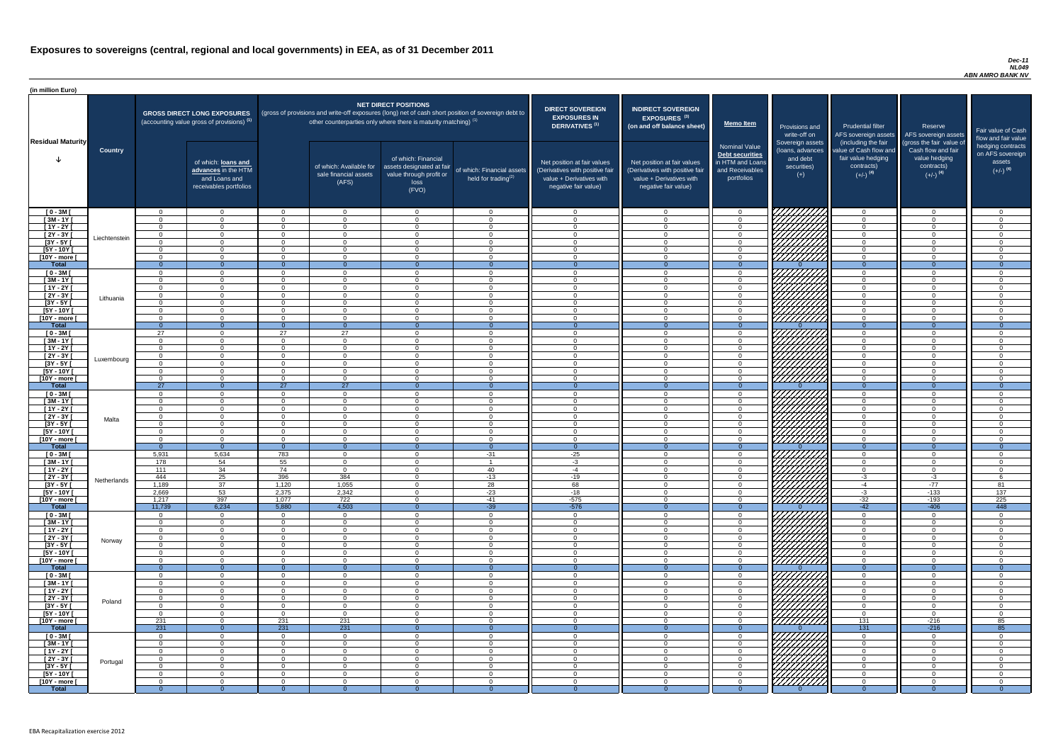# Exposures to sovereigns (central, regional and local governments) in EEA, as of 31 December 2011

*Dec-11*
*NL049*
*ABN AMRO BANK NV*

(in million Euro)

| Residual Maturity | Country | GROSS DIRECT LONG EXPOSURES (accounting value gross of provisions) (1) | of which: loans and advances in the HTM and Loans and receivables portfolios | NET DIRECT POSITIONS (gross of provisions and write-off exposures (long) net of cash short position of sovereign debt to other counterparties only where there is maturity matching) (1) | of which: Available for sale financial assets (AFS) | of which: Financial assets designated at fair value through profit or loss (FVO) | of which: Financial assets held for trading (2) | DIRECT SOVEREIGN EXPOSURES IN DERIVATIVES (1) Net position at fair values (Derivatives with positive fair value + Derivatives with negative fair value) | INDIRECT SOVEREIGN EXPOSURES (3) (on and off balance sheet) Net position at fair values (Derivatives with positive fair value + Derivatives with negative fair value) | Memo Item: Nominal Value Debt securities in HTM and Loans and Receivables portfolios | Provisions and write-off on Sovereign assets (loans, advances and debt securities) (+) | Prudential filter AFS sovereign assets (including the fair value of Cash flow and fair value hedging contracts) (+/-) (4) | Reserve AFS sovereign assets (gross the fair value of Cash flow and fair value hedging contracts) (+/-) (4) | Fair value of Cash flow and fair value hedging contracts on AFS sovereign assets (+/-) (4) |
|---|---|---|---|---|---|---|---|---|---|---|---|---|---|---|
| [ 0 - 3M [ | Liechtenstein | 0 | 0 | 0 | 0 | 0 | 0 | 0 | 0 | 0 | | 0 | 0 | 0 |
| [ 3M - 1Y [ | | 0 | 0 | 0 | 0 | 0 | 0 | 0 | 0 | 0 | | 0 | 0 | 0 |
| [ 1Y - 2Y [ | | 0 | 0 | 0 | 0 | 0 | 0 | 0 | 0 | 0 | | 0 | 0 | 0 |
| [ 2Y - 3Y [ | | 0 | 0 | 0 | 0 | 0 | 0 | 0 | 0 | 0 | | 0 | 0 | 0 |
| [3Y - 5Y [ | | 0 | 0 | 0 | 0 | 0 | 0 | 0 | 0 | 0 | | 0 | 0 | 0 |
| [5Y - 10Y [ | | 0 | 0 | 0 | 0 | 0 | 0 | 0 | 0 | 0 | | 0 | 0 | 0 |
| [10Y - more [ | | 0 | 0 | 0 | 0 | 0 | 0 | 0 | 0 | 0 | | 0 | 0 | 0 |
| **Total** | | 0 | 0 | 0 | 0 | 0 | 0 | 0 | 0 | 0 | 0 | 0 | 0 | 0 |
| [ 0 - 3M [ | Lithuania | 0 | 0 | 0 | 0 | 0 | 0 | 0 | 0 | 0 | | 0 | 0 | 0 |
| [ 3M - 1Y [ | | 0 | 0 | 0 | 0 | 0 | 0 | 0 | 0 | 0 | | 0 | 0 | 0 |
| [ 1Y - 2Y [ | | 0 | 0 | 0 | 0 | 0 | 0 | 0 | 0 | 0 | | 0 | 0 | 0 |
| [ 2Y - 3Y [ | | 0 | 0 | 0 | 0 | 0 | 0 | 0 | 0 | 0 | | 0 | 0 | 0 |
| [3Y - 5Y [ | | 0 | 0 | 0 | 0 | 0 | 0 | 0 | 0 | 0 | | 0 | 0 | 0 |
| [5Y - 10Y [ | | 0 | 0 | 0 | 0 | 0 | 0 | 0 | 0 | 0 | | 0 | 0 | 0 |
| [10Y - more [ | | 0 | 0 | 0 | 0 | 0 | 0 | 0 | 0 | 0 | | 0 | 0 | 0 |
| **Total** | | 0 | 0 | 0 | 0 | 0 | 0 | 0 | 0 | 0 | 0 | 0 | 0 | 0 |
| [ 0 - 3M [ | Luxembourg | 27 | 0 | 27 | 27 | 0 | 0 | 0 | 0 | 0 | | 0 | 0 | 0 |
| [ 3M - 1Y [ | | 0 | 0 | 0 | 0 | 0 | 0 | 0 | 0 | 0 | | 0 | 0 | 0 |
| [ 1Y - 2Y [ | | 0 | 0 | 0 | 0 | 0 | 0 | 0 | 0 | 0 | | 0 | 0 | 0 |
| [ 2Y - 3Y [ | | 0 | 0 | 0 | 0 | 0 | 0 | 0 | 0 | 0 | | 0 | 0 | 0 |
| [3Y - 5Y [ | | 0 | 0 | 0 | 0 | 0 | 0 | 0 | 0 | 0 | | 0 | 0 | 0 |
| [5Y - 10Y [ | | 0 | 0 | 0 | 0 | 0 | 0 | 0 | 0 | 0 | | 0 | 0 | 0 |
| [10Y - more [ | | 0 | 0 | 0 | 0 | 0 | 0 | 0 | 0 | 0 | | 0 | 0 | 0 |
| **Total** | | 27 | 0 | 27 | 27 | 0 | 0 | 0 | 0 | 0 | 0 | 0 | 0 | 0 |
| [ 0 - 3M [ | Malta | 0 | 0 | 0 | 0 | 0 | 0 | 0 | 0 | 0 | | 0 | 0 | 0 |
| [ 3M - 1Y [ | | 0 | 0 | 0 | 0 | 0 | 0 | 0 | 0 | 0 | | 0 | 0 | 0 |
| [ 1Y - 2Y [ | | 0 | 0 | 0 | 0 | 0 | 0 | 0 | 0 | 0 | | 0 | 0 | 0 |
| [ 2Y - 3Y [ | | 0 | 0 | 0 | 0 | 0 | 0 | 0 | 0 | 0 | | 0 | 0 | 0 |
| [3Y - 5Y [ | | 0 | 0 | 0 | 0 | 0 | 0 | 0 | 0 | 0 | | 0 | 0 | 0 |
| [5Y - 10Y [ | | 0 | 0 | 0 | 0 | 0 | 0 | 0 | 0 | 0 | | 0 | 0 | 0 |
| [10Y - more [ | | 0 | 0 | 0 | 0 | 0 | 0 | 0 | 0 | 0 | | 0 | 0 | 0 |
| **Total** | | 0 | 0 | 0 | 0 | 0 | 0 | 0 | 0 | 0 | 0 | 0 | 0 | 0 |
| [ 0 - 3M [ | Netherlands | 5,931 | 5,634 | 783 | 0 | 0 | -31 | -25 | 0 | 0 | | 0 | 0 | 0 |
| [ 3M - 1Y [ | | 178 | 54 | 55 | 0 | 0 | 1 | -3 | 0 | 0 | | 0 | 0 | 0 |
| [ 1Y - 2Y [ | | 111 | 34 | 74 | 0 | 0 | 40 | -4 | 0 | 0 | | 0 | 0 | 0 |
| [ 2Y - 3Y [ | | 444 | 25 | 396 | 384 | 0 | -13 | -19 | 0 | 0 | | -3 | -3 | 6 |
| [3Y - 5Y [ | | 1,189 | 37 | 1,120 | 1,055 | 0 | 28 | 68 | 0 | 0 | | -4 | -77 | 81 |
| [5Y - 10Y [ | | 2,669 | 53 | 2,375 | 2,342 | 0 | -23 | -18 | 0 | 0 | | -3 | -133 | 137 |
| [10Y - more [ | | 1,217 | 397 | 1,077 | 722 | 0 | -41 | -575 | 0 | 0 | | -32 | -193 | 225 |
| **Total** | | 11,739 | 6,234 | 5,880 | 4,503 | 0 | -39 | -576 | 0 | 0 | 0 | -42 | -406 | 448 |
| [ 0 - 3M [ | Norway | 0 | 0 | 0 | 0 | 0 | 0 | 0 | 0 | 0 | | 0 | 0 | 0 |
| [ 3M - 1Y [ | | 0 | 0 | 0 | 0 | 0 | 0 | 0 | 0 | 0 | | 0 | 0 | 0 |
| [ 1Y - 2Y [ | | 0 | 0 | 0 | 0 | 0 | 0 | 0 | 0 | 0 | | 0 | 0 | 0 |
| [ 2Y - 3Y [ | | 0 | 0 | 0 | 0 | 0 | 0 | 0 | 0 | 0 | | 0 | 0 | 0 |
| [3Y - 5Y [ | | 0 | 0 | 0 | 0 | 0 | 0 | 0 | 0 | 0 | | 0 | 0 | 0 |
| [5Y - 10Y [ | | 0 | 0 | 0 | 0 | 0 | 0 | 0 | 0 | 0 | | 0 | 0 | 0 |
| [10Y - more [ | | 0 | 0 | 0 | 0 | 0 | 0 | 0 | 0 | 0 | | 0 | 0 | 0 |
| **Total** | | 0 | 0 | 0 | 0 | 0 | 0 | 0 | 0 | 0 | 0 | 0 | 0 | 0 |
| [ 0 - 3M [ | Poland | 0 | 0 | 0 | 0 | 0 | 0 | 0 | 0 | 0 | | 0 | 0 | 0 |
| [ 3M - 1Y [ | | 0 | 0 | 0 | 0 | 0 | 0 | 0 | 0 | 0 | | 0 | 0 | 0 |
| [ 1Y - 2Y [ | | 0 | 0 | 0 | 0 | 0 | 0 | 0 | 0 | 0 | | 0 | 0 | 0 |
| [ 2Y - 3Y [ | | 0 | 0 | 0 | 0 | 0 | 0 | 0 | 0 | 0 | | 0 | 0 | 0 |
| [3Y - 5Y [ | | 0 | 0 | 0 | 0 | 0 | 0 | 0 | 0 | 0 | | 0 | 0 | 0 |
| [5Y - 10Y [ | | 0 | 0 | 0 | 0 | 0 | 0 | 0 | 0 | 0 | | 0 | 0 | 0 |
| [10Y - more [ | | 231 | 0 | 231 | 231 | 0 | 0 | 0 | 0 | 0 | | 131 | -216 | 85 |
| **Total** | | 231 | 0 | 231 | 231 | 0 | 0 | 0 | 0 | 0 | 0 | 131 | -216 | 85 |
| [ 0 - 3M [ | Portugal | 0 | 0 | 0 | 0 | 0 | 0 | 0 | 0 | 0 | | 0 | 0 | 0 |
| [ 3M - 1Y [ | | 0 | 0 | 0 | 0 | 0 | 0 | 0 | 0 | 0 | | 0 | 0 | 0 |
| [ 1Y - 2Y [ | | 0 | 0 | 0 | 0 | 0 | 0 | 0 | 0 | 0 | | 0 | 0 | 0 |
| [ 2Y - 3Y [ | | 0 | 0 | 0 | 0 | 0 | 0 | 0 | 0 | 0 | | 0 | 0 | 0 |
| [3Y - 5Y [ | | 0 | 0 | 0 | 0 | 0 | 0 | 0 | 0 | 0 | | 0 | 0 | 0 |
| [5Y - 10Y [ | | 0 | 0 | 0 | 0 | 0 | 0 | 0 | 0 | 0 | | 0 | 0 | 0 |
| [10Y - more [ | | 0 | 0 | 0 | 0 | 0 | 0 | 0 | 0 | 0 | | 0 | 0 | 0 |
| **Total** | | 0 | 0 | 0 | 0 | 0 | 0 | 0 | 0 | 0 | 0 | 0 | 0 | 0 |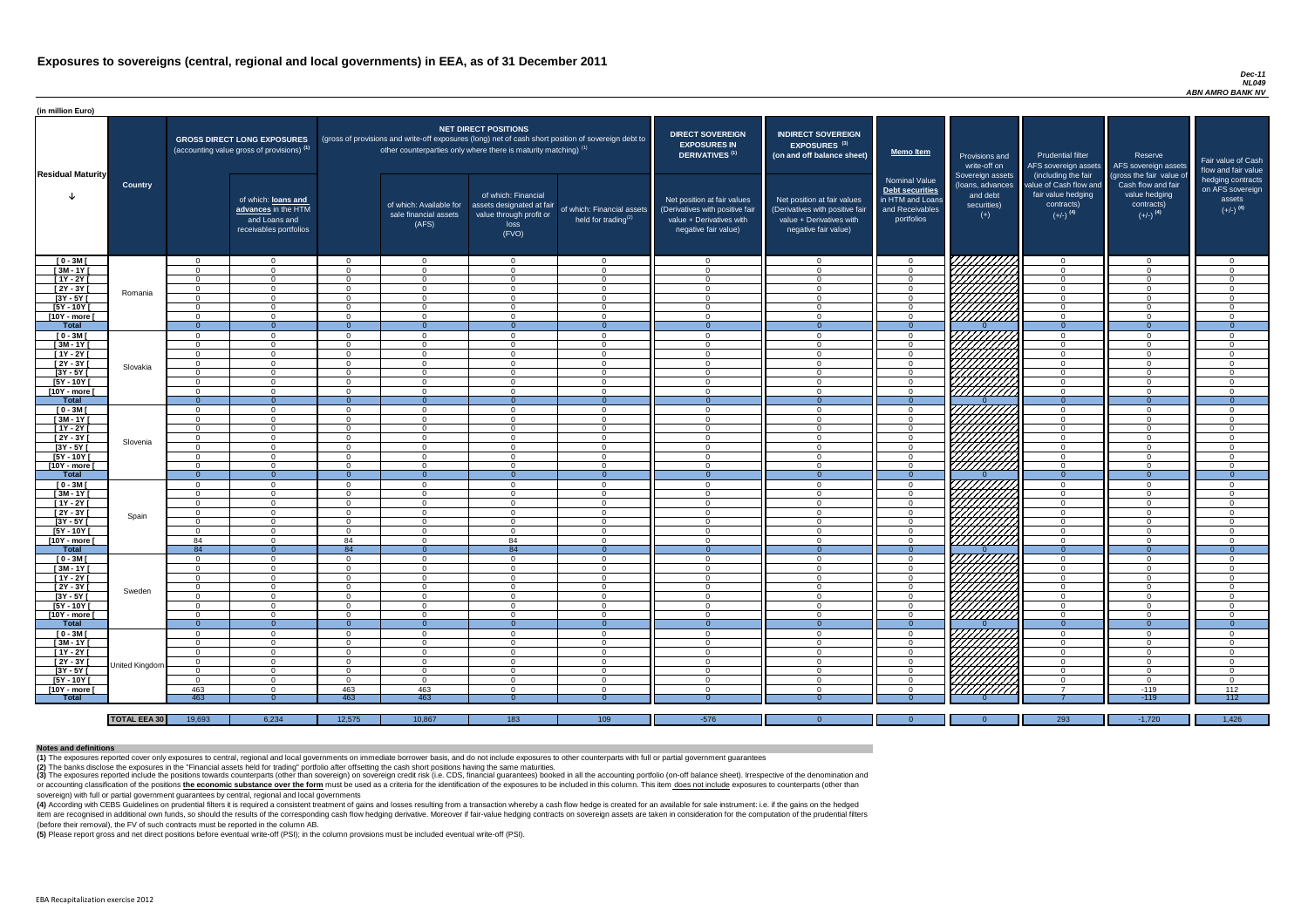# Exposures to sovereigns (central, regional and local governments) in EEA, as of 31 December 2011

*Dec-11*
*NL049*
*ABN AMRO BANK NV*

(in million Euro)

| Residual Maturity | Country | GROSS DIRECT LONG EXPOSURES (accounting value gross of provisions) (1) | of which: loans and advances in the HTM and Loans and receivables portfolios | NET DIRECT POSITIONS (gross of provisions and write-off exposures (long) net of cash short position of sovereign debt to other counterparties only where there is maturity matching) (1) | of which: Available for sale financial assets (AFS) | of which: Financial assets designated at fair value through profit or loss (FVO) | of which: Financial assets held for trading(2) | DIRECT SOVEREIGN EXPOSURES IN DERIVATIVES (1) Net position at fair values (Derivatives with positive fair value + Derivatives with negative fair value) | INDIRECT SOVEREIGN EXPOSURES (3) (on and off balance sheet) Net position at fair values (Derivatives with positive fair value + Derivatives with negative fair value) | Memo Item Nominal Value Debt securities in HTM and Loans and Receivables portfolios | Provisions and write-off on Sovereign assets (loans, advances and debt securities) (+) | Prudential filter AFS sovereign assets (including the fair value of Cash flow and fair value hedging contracts) (+/-) (4) | Reserve AFS sovereign assets (gross the fair value of Cash flow and fair value hedging contracts) (+/-) (4) | Fair value of Cash flow and fair value hedging contracts on AFS sovereign assets (+/-) (4) |
|---|---|---|---|---|---|---|---|---|---|---|---|---|---|---|
| [ 0 - 3M [ | Romania | 0 | 0 | 0 | 0 | 0 | 0 | 0 | 0 | 0 | | 0 | 0 | 0 |
| [ 3M - 1Y [ | | 0 | 0 | 0 | 0 | 0 | 0 | 0 | 0 | 0 | | 0 | 0 | 0 |
| [ 1Y - 2Y [ | | 0 | 0 | 0 | 0 | 0 | 0 | 0 | 0 | 0 | | 0 | 0 | 0 |
| [ 2Y - 3Y [ | | 0 | 0 | 0 | 0 | 0 | 0 | 0 | 0 | 0 | | 0 | 0 | 0 |
| [3Y - 5Y [ | | 0 | 0 | 0 | 0 | 0 | 0 | 0 | 0 | 0 | | 0 | 0 | 0 |
| [5Y - 10Y [ | | 0 | 0 | 0 | 0 | 0 | 0 | 0 | 0 | 0 | | 0 | 0 | 0 |
| [10Y - more [ | | 0 | 0 | 0 | 0 | 0 | 0 | 0 | 0 | 0 | | 0 | 0 | 0 |
| **Total** | | 0 | 0 | 0 | 0 | 0 | 0 | 0 | 0 | 0 | 0 | 0 | 0 | 0 |
| [ 0 - 3M [ | Slovakia | 0 | 0 | 0 | 0 | 0 | 0 | 0 | 0 | 0 | | 0 | 0 | 0 |
| [ 3M - 1Y [ | | 0 | 0 | 0 | 0 | 0 | 0 | 0 | 0 | 0 | | 0 | 0 | 0 |
| [ 1Y - 2Y [ | | 0 | 0 | 0 | 0 | 0 | 0 | 0 | 0 | 0 | | 0 | 0 | 0 |
| [ 2Y - 3Y [ | | 0 | 0 | 0 | 0 | 0 | 0 | 0 | 0 | 0 | | 0 | 0 | 0 |
| [3Y - 5Y [ | | 0 | 0 | 0 | 0 | 0 | 0 | 0 | 0 | 0 | | 0 | 0 | 0 |
| [5Y - 10Y [ | | 0 | 0 | 0 | 0 | 0 | 0 | 0 | 0 | 0 | | 0 | 0 | 0 |
| [10Y - more [ | | 0 | 0 | 0 | 0 | 0 | 0 | 0 | 0 | 0 | | 0 | 0 | 0 |
| **Total** | | 0 | 0 | 0 | 0 | 0 | 0 | 0 | 0 | 0 | 0 | 0 | 0 | 0 |
| [ 0 - 3M [ | Slovenia | 0 | 0 | 0 | 0 | 0 | 0 | 0 | 0 | 0 | | 0 | 0 | 0 |
| [ 3M - 1Y [ | | 0 | 0 | 0 | 0 | 0 | 0 | 0 | 0 | 0 | | 0 | 0 | 0 |
| [ 1Y - 2Y [ | | 0 | 0 | 0 | 0 | 0 | 0 | 0 | 0 | 0 | | 0 | 0 | 0 |
| [ 2Y - 3Y [ | | 0 | 0 | 0 | 0 | 0 | 0 | 0 | 0 | 0 | | 0 | 0 | 0 |
| [3Y - 5Y [ | | 0 | 0 | 0 | 0 | 0 | 0 | 0 | 0 | 0 | | 0 | 0 | 0 |
| [5Y - 10Y [ | | 0 | 0 | 0 | 0 | 0 | 0 | 0 | 0 | 0 | | 0 | 0 | 0 |
| [10Y - more [ | | 0 | 0 | 0 | 0 | 0 | 0 | 0 | 0 | 0 | | 0 | 0 | 0 |
| **Total** | | 0 | 0 | 0 | 0 | 0 | 0 | 0 | 0 | 0 | 0 | 0 | 0 | 0 |
| [ 0 - 3M [ | Spain | 0 | 0 | 0 | 0 | 0 | 0 | 0 | 0 | 0 | | 0 | 0 | 0 |
| [ 3M - 1Y [ | | 0 | 0 | 0 | 0 | 0 | 0 | 0 | 0 | 0 | | 0 | 0 | 0 |
| [ 1Y - 2Y [ | | 0 | 0 | 0 | 0 | 0 | 0 | 0 | 0 | 0 | | 0 | 0 | 0 |
| [ 2Y - 3Y [ | | 0 | 0 | 0 | 0 | 0 | 0 | 0 | 0 | 0 | | 0 | 0 | 0 |
| [3Y - 5Y [ | | 0 | 0 | 0 | 0 | 0 | 0 | 0 | 0 | 0 | | 0 | 0 | 0 |
| [5Y - 10Y [ | | 0 | 0 | 0 | 0 | 0 | 0 | 0 | 0 | 0 | | 0 | 0 | 0 |
| [10Y - more [ | | 84 | 0 | 84 | 0 | 84 | 0 | 0 | 0 | 0 | | 0 | 0 | 0 |
| **Total** | | 84 | 0 | 84 | 0 | 84 | 0 | 0 | 0 | 0 | 0 | 0 | 0 | 0 |
| [ 0 - 3M [ | Sweden | 0 | 0 | 0 | 0 | 0 | 0 | 0 | 0 | 0 | | 0 | 0 | 0 |
| [ 3M - 1Y [ | | 0 | 0 | 0 | 0 | 0 | 0 | 0 | 0 | 0 | | 0 | 0 | 0 |
| [ 1Y - 2Y [ | | 0 | 0 | 0 | 0 | 0 | 0 | 0 | 0 | 0 | | 0 | 0 | 0 |
| [ 2Y - 3Y [ | | 0 | 0 | 0 | 0 | 0 | 0 | 0 | 0 | 0 | | 0 | 0 | 0 |
| [3Y - 5Y [ | | 0 | 0 | 0 | 0 | 0 | 0 | 0 | 0 | 0 | | 0 | 0 | 0 |
| [5Y - 10Y [ | | 0 | 0 | 0 | 0 | 0 | 0 | 0 | 0 | 0 | | 0 | 0 | 0 |
| [10Y - more [ | | 0 | 0 | 0 | 0 | 0 | 0 | 0 | 0 | 0 | | 0 | 0 | 0 |
| **Total** | | 0 | 0 | 0 | 0 | 0 | 0 | 0 | 0 | 0 | 0 | 0 | 0 | 0 |
| [ 0 - 3M [ | United Kingdom | 0 | 0 | 0 | 0 | 0 | 0 | 0 | 0 | 0 | | 0 | 0 | 0 |
| [ 3M - 1Y [ | | 0 | 0 | 0 | 0 | 0 | 0 | 0 | 0 | 0 | | 0 | 0 | 0 |
| [ 1Y - 2Y [ | | 0 | 0 | 0 | 0 | 0 | 0 | 0 | 0 | 0 | | 0 | 0 | 0 |
| [ 2Y - 3Y [ | | 0 | 0 | 0 | 0 | 0 | 0 | 0 | 0 | 0 | | 0 | 0 | 0 |
| [3Y - 5Y [ | | 0 | 0 | 0 | 0 | 0 | 0 | 0 | 0 | 0 | | 0 | 0 | 0 |
| [5Y - 10Y [ | | 0 | 0 | 0 | 0 | 0 | 0 | 0 | 0 | 0 | | 0 | 0 | 0 |
| [10Y - more [ | | 463 | 0 | 463 | 463 | 0 | 0 | 0 | 0 | 0 | | 7 | -119 | 112 |
| **Total** | | 463 | 0 | 463 | 463 | 0 | 0 | 0 | 0 | 0 | 0 | 7 | -119 | 112 |
| **TOTAL EEA 30** | | 19,693 | 6,234 | 12,575 | 10,867 | 183 | 109 | -576 | 0 | 0 | 0 | 293 | -1,720 | 1,426 |

**Notes and definitions**

**(1)** The exposures reported cover only exposures to central, regional and local governments on immediate borrower basis, and do not include exposures to other counterparts with full or partial government guarantees

**(2)** The banks disclose the exposures in the "Financial assets held for trading" portfolio after offsetting the cash short positions having the same maturities.

**(3)** The exposures reported include the positions towards counterparts (other than sovereign) on sovereign credit risk (i.e. CDS, financial guarantees) booked in all the accounting portfolio (on-off balance sheet). Irrespective of the denomination and or accounting classification of the positions **the economic substance over the form** must be used as a criteria for the identification of the exposures to be included in this column. This item does not include exposures to counterparts (other than sovereign) with full or partial government guarantees by central, regional and local governments

**(4)** According with CEBS Guidelines on prudential filters it is required a consistent treatment of gains and losses resulting from a transaction whereby a cash flow hedge is created for an available for sale instrument: i.e. if the gains on the hedged item are recognised in additional own funds, so should the results of the corresponding cash flow hedging derivative. Moreover if fair-value hedging contracts on sovereign assets are taken in consideration for the computation of the prudential filters (before their removal), the FV of such contracts must be reported in the column AB.

**(5)** Please report gross and net direct positions before eventual write-off (PSI); in the column provisions must be included eventual write-off (PSI).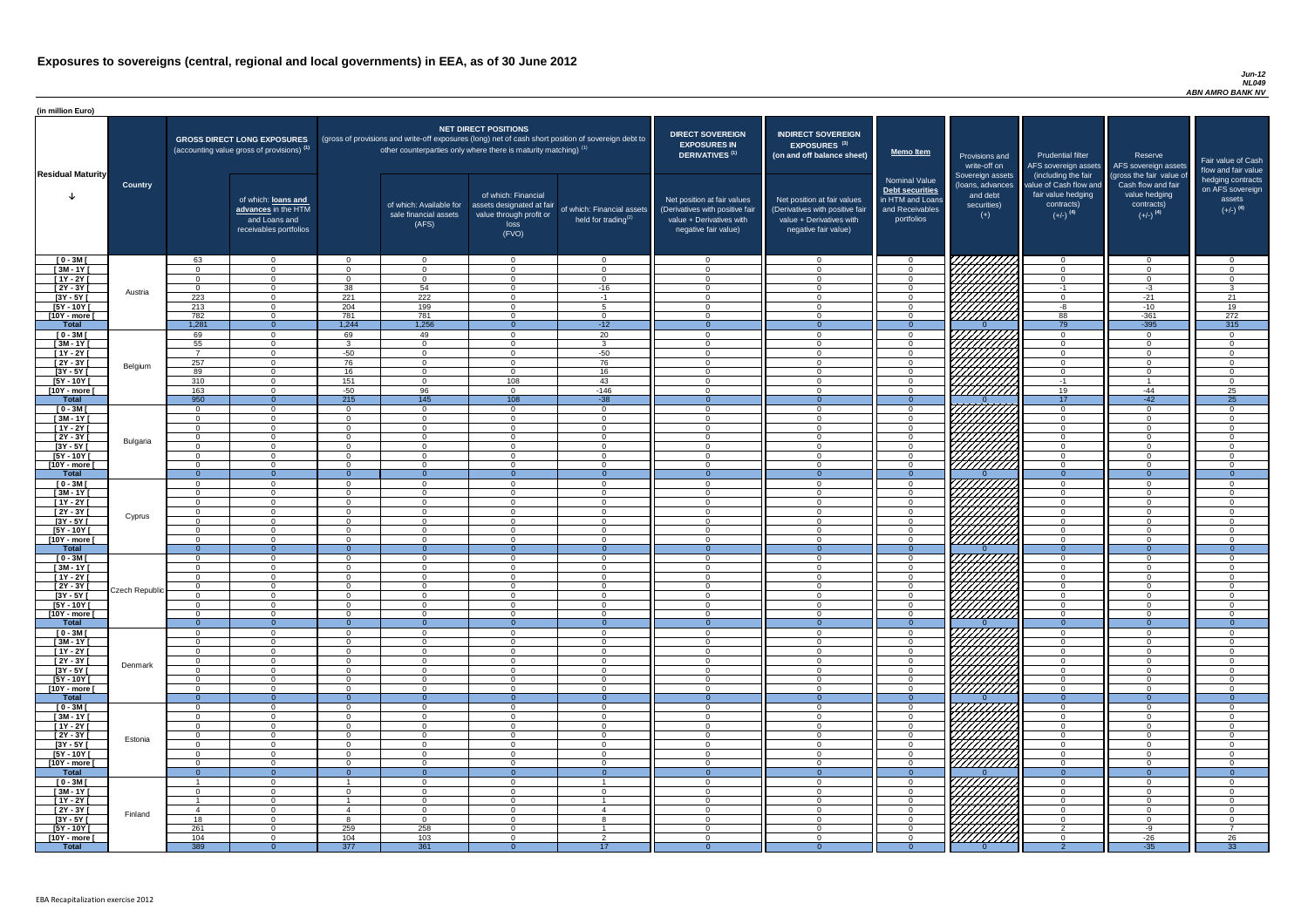# Exposures to sovereigns (central, regional and local governments) in EEA, as of 30 June 2012

*Jun-12*
*NL049*
*ABN AMRO BANK NV*

(in million Euro)

| Residual Maturity | Country | GROSS DIRECT LONG EXPOSURES (accounting value gross of provisions) (1) | of which: loans and advances in the HTM and Loans and receivables portfolios | NET DIRECT POSITIONS (gross of provisions and write-off exposures (long) net of cash short position of sovereign debt to other counterparties only where there is maturity matching) (1) | of which: Available for sale financial assets (AFS) | of which: Financial assets designated at fair value through profit or loss (FVO) | of which: Financial assets held for trading(2) | DIRECT SOVEREIGN EXPOSURES IN DERIVATIVES (1) Net position at fair values (Derivatives with positive fair value + Derivatives with negative fair value) | INDIRECT SOVEREIGN EXPOSURES (3) (on and off balance sheet) Net position at fair values (Derivatives with positive fair value + Derivatives with negative fair value) | Memo Item Nominal Value Debt securities in HTM and Loans and Receivables portfolios | Provisions and write-off on Sovereign assets (loans, advances and debt securities) (+) | Prudential filter AFS sovereign assets (including the fair value of Cash flow and fair value hedging contracts) (+/-) (4) | Reserve AFS sovereign assets (gross the fair value of Cash flow and fair value hedging contracts) (+/-) (4) | Fair value of Cash flow and fair value hedging contracts on AFS sovereign assets (+/-) (4) |
|---|---|---|---|---|---|---|---|---|---|---|---|---|---|---|
| [ 0 - 3M [ | Austria | 63 | 0 | 0 | 0 | 0 | 0 | 0 | 0 | 0 | | 0 | 0 | 0 |
| [ 3M - 1Y [ | | 0 | 0 | 0 | 0 | 0 | 0 | 0 | 0 | 0 | | 0 | 0 | 0 |
| [ 1Y - 2Y [ | | 0 | 0 | 0 | 0 | 0 | 0 | 0 | 0 | 0 | | 0 | 0 | 0 |
| [ 2Y - 3Y [ | | 0 | 0 | 38 | 54 | 0 | -16 | 0 | 0 | 0 | | -1 | -3 | 3 |
| [3Y - 5Y [ | | 223 | 0 | 221 | 222 | 0 | -1 | 0 | 0 | 0 | | 0 | -21 | 21 |
| [5Y - 10Y [ | | 213 | 0 | 204 | 199 | 0 | 5 | 0 | 0 | 0 | | -8 | -10 | 19 |
| [10Y - more [ | | 782 | 0 | 781 | 781 | 0 | 0 | 0 | 0 | 0 | | 88 | -361 | 272 |
| **Total** | | 1,281 | 0 | 1,244 | 1,256 | 0 | -12 | 0 | 0 | 0 | 0 | 79 | -395 | 315 |
| [ 0 - 3M [ | Belgium | 69 | 0 | 69 | 49 | 0 | 20 | 0 | 0 | 0 | | 0 | 0 | 0 |
| [ 3M - 1Y [ | | 55 | 0 | 3 | 0 | 0 | 3 | 0 | 0 | 0 | | 0 | 0 | 0 |
| [ 1Y - 2Y [ | | 7 | 0 | -50 | 0 | 0 | -50 | 0 | 0 | 0 | | 0 | 0 | 0 |
| [ 2Y - 3Y [ | | 257 | 0 | 76 | 0 | 0 | 76 | 0 | 0 | 0 | | 0 | 0 | 0 |
| [3Y - 5Y [ | | 89 | 0 | 16 | 0 | 0 | 16 | 0 | 0 | 0 | | 0 | 0 | 0 |
| [5Y - 10Y [ | | 310 | 0 | 151 | 0 | 108 | 43 | 0 | 0 | 0 | | -1 | 1 | 0 |
| [10Y - more [ | | 163 | 0 | -50 | 96 | 0 | -146 | 0 | 0 | 0 | | 19 | -44 | 25 |
| **Total** | | 950 | 0 | 215 | 145 | 108 | -38 | 0 | 0 | 0 | 0 | 17 | -42 | 25 |
| [ 0 - 3M [ | Bulgaria | 0 | 0 | 0 | 0 | 0 | 0 | 0 | 0 | 0 | | 0 | 0 | 0 |
| [ 3M - 1Y [ | | 0 | 0 | 0 | 0 | 0 | 0 | 0 | 0 | 0 | | 0 | 0 | 0 |
| [ 1Y - 2Y [ | | 0 | 0 | 0 | 0 | 0 | 0 | 0 | 0 | 0 | | 0 | 0 | 0 |
| [ 2Y - 3Y [ | | 0 | 0 | 0 | 0 | 0 | 0 | 0 | 0 | 0 | | 0 | 0 | 0 |
| [3Y - 5Y [ | | 0 | 0 | 0 | 0 | 0 | 0 | 0 | 0 | 0 | | 0 | 0 | 0 |
| [5Y - 10Y [ | | 0 | 0 | 0 | 0 | 0 | 0 | 0 | 0 | 0 | | 0 | 0 | 0 |
| [10Y - more [ | | 0 | 0 | 0 | 0 | 0 | 0 | 0 | 0 | 0 | | 0 | 0 | 0 |
| **Total** | | 0 | 0 | 0 | 0 | 0 | 0 | 0 | 0 | 0 | 0 | 0 | 0 | 0 |
| [ 0 - 3M [ | Cyprus | 0 | 0 | 0 | 0 | 0 | 0 | 0 | 0 | 0 | | 0 | 0 | 0 |
| [ 3M - 1Y [ | | 0 | 0 | 0 | 0 | 0 | 0 | 0 | 0 | 0 | | 0 | 0 | 0 |
| [ 1Y - 2Y [ | | 0 | 0 | 0 | 0 | 0 | 0 | 0 | 0 | 0 | | 0 | 0 | 0 |
| [ 2Y - 3Y [ | | 0 | 0 | 0 | 0 | 0 | 0 | 0 | 0 | 0 | | 0 | 0 | 0 |
| [3Y - 5Y [ | | 0 | 0 | 0 | 0 | 0 | 0 | 0 | 0 | 0 | | 0 | 0 | 0 |
| [5Y - 10Y [ | | 0 | 0 | 0 | 0 | 0 | 0 | 0 | 0 | 0 | | 0 | 0 | 0 |
| [10Y - more [ | | 0 | 0 | 0 | 0 | 0 | 0 | 0 | 0 | 0 | | 0 | 0 | 0 |
| **Total** | | 0 | 0 | 0 | 0 | 0 | 0 | 0 | 0 | 0 | 0 | 0 | 0 | 0 |
| [ 0 - 3M [ | Czech Republic | 0 | 0 | 0 | 0 | 0 | 0 | 0 | 0 | 0 | | 0 | 0 | 0 |
| [ 3M - 1Y [ | | 0 | 0 | 0 | 0 | 0 | 0 | 0 | 0 | 0 | | 0 | 0 | 0 |
| [ 1Y - 2Y [ | | 0 | 0 | 0 | 0 | 0 | 0 | 0 | 0 | 0 | | 0 | 0 | 0 |
| [ 2Y - 3Y [ | | 0 | 0 | 0 | 0 | 0 | 0 | 0 | 0 | 0 | | 0 | 0 | 0 |
| [3Y - 5Y [ | | 0 | 0 | 0 | 0 | 0 | 0 | 0 | 0 | 0 | | 0 | 0 | 0 |
| [5Y - 10Y [ | | 0 | 0 | 0 | 0 | 0 | 0 | 0 | 0 | 0 | | 0 | 0 | 0 |
| [10Y - more [ | | 0 | 0 | 0 | 0 | 0 | 0 | 0 | 0 | 0 | | 0 | 0 | 0 |
| **Total** | | 0 | 0 | 0 | 0 | 0 | 0 | 0 | 0 | 0 | 0 | 0 | 0 | 0 |
| [ 0 - 3M [ | Denmark | 0 | 0 | 0 | 0 | 0 | 0 | 0 | 0 | 0 | | 0 | 0 | 0 |
| [ 3M - 1Y [ | | 0 | 0 | 0 | 0 | 0 | 0 | 0 | 0 | 0 | | 0 | 0 | 0 |
| [ 1Y - 2Y [ | | 0 | 0 | 0 | 0 | 0 | 0 | 0 | 0 | 0 | | 0 | 0 | 0 |
| [ 2Y - 3Y [ | | 0 | 0 | 0 | 0 | 0 | 0 | 0 | 0 | 0 | | 0 | 0 | 0 |
| [3Y - 5Y [ | | 0 | 0 | 0 | 0 | 0 | 0 | 0 | 0 | 0 | | 0 | 0 | 0 |
| [5Y - 10Y [ | | 0 | 0 | 0 | 0 | 0 | 0 | 0 | 0 | 0 | | 0 | 0 | 0 |
| [10Y - more [ | | 0 | 0 | 0 | 0 | 0 | 0 | 0 | 0 | 0 | | 0 | 0 | 0 |
| **Total** | | 0 | 0 | 0 | 0 | 0 | 0 | 0 | 0 | 0 | 0 | 0 | 0 | 0 |
| [ 0 - 3M [ | Estonia | 0 | 0 | 0 | 0 | 0 | 0 | 0 | 0 | 0 | | 0 | 0 | 0 |
| [ 3M - 1Y [ | | 0 | 0 | 0 | 0 | 0 | 0 | 0 | 0 | 0 | | 0 | 0 | 0 |
| [ 1Y - 2Y [ | | 0 | 0 | 0 | 0 | 0 | 0 | 0 | 0 | 0 | | 0 | 0 | 0 |
| [ 2Y - 3Y [ | | 0 | 0 | 0 | 0 | 0 | 0 | 0 | 0 | 0 | | 0 | 0 | 0 |
| [3Y - 5Y [ | | 0 | 0 | 0 | 0 | 0 | 0 | 0 | 0 | 0 | | 0 | 0 | 0 |
| [5Y - 10Y [ | | 0 | 0 | 0 | 0 | 0 | 0 | 0 | 0 | 0 | | 0 | 0 | 0 |
| [10Y - more [ | | 0 | 0 | 0 | 0 | 0 | 0 | 0 | 0 | 0 | | 0 | 0 | 0 |
| **Total** | | 0 | 0 | 0 | 0 | 0 | 0 | 0 | 0 | 0 | 0 | 0 | 0 | 0 |
| [ 0 - 3M [ | Finland | 1 | 0 | 1 | 0 | 0 | 1 | 0 | 0 | 0 | | 0 | 0 | 0 |
| [ 3M - 1Y [ | | 0 | 0 | 0 | 0 | 0 | 0 | 0 | 0 | 0 | | 0 | 0 | 0 |
| [ 1Y - 2Y [ | | 1 | 0 | 1 | 0 | 0 | 1 | 0 | 0 | 0 | | 0 | 0 | 0 |
| [ 2Y - 3Y [ | | 4 | 0 | 4 | 0 | 0 | 4 | 0 | 0 | 0 | | 0 | 0 | 0 |
| [3Y - 5Y [ | | 18 | 0 | 8 | 0 | 0 | 8 | 0 | 0 | 0 | | 0 | 0 | 0 |
| [5Y - 10Y [ | | 261 | 0 | 259 | 258 | 0 | 1 | 0 | 0 | 0 | | 2 | -9 | 7 |
| [10Y - more [ | | 104 | 0 | 104 | 103 | 0 | 2 | 0 | 0 | 0 | | 0 | -26 | 26 |
| **Total** | | 389 | 0 | 377 | 361 | 0 | 17 | 0 | 0 | 0 | 0 | 2 | -35 | 33 |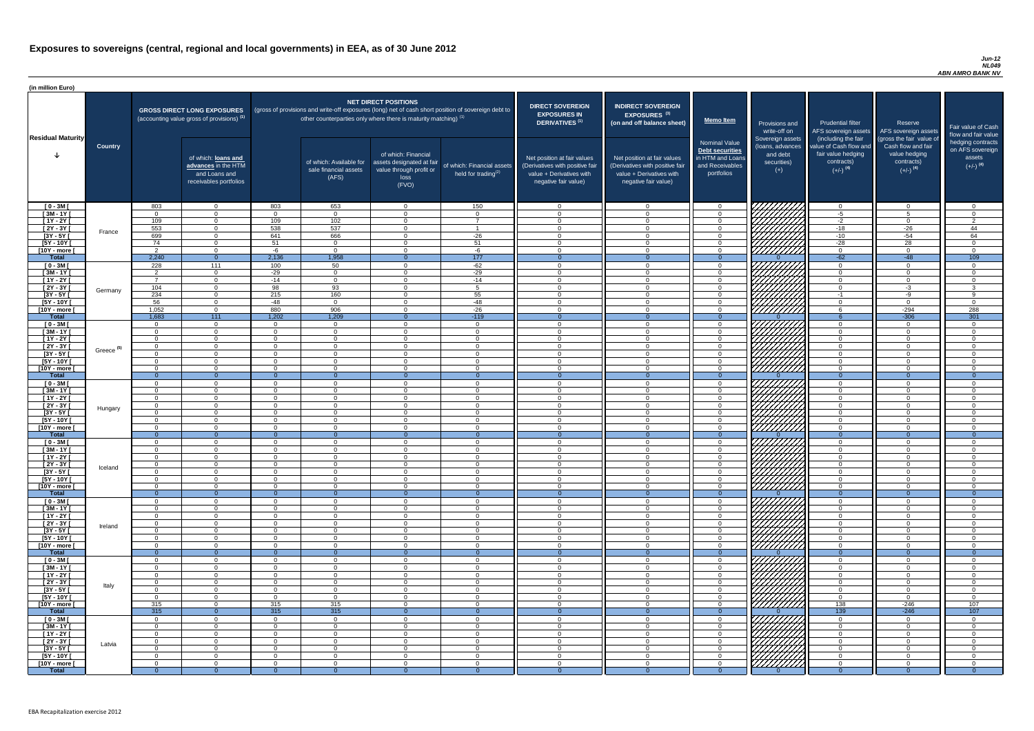# Exposures to sovereigns (central, regional and local governments) in EEA, as of 30 June 2012

*Jun-12*
*NL049*
*ABN AMRO BANK NV*

(in million Euro)

| Residual Maturity | Country | GROSS DIRECT LONG EXPOSURES (accounting value gross of provisions) (1) | of which: loans and advances in the HTM and Loans and receivables portfolios | NET DIRECT POSITIONS (gross of provisions and write-off exposures (long) net of cash short position of sovereign debt to other counterparties only where there is maturity matching) (1) | of which: Available for sale financial assets (AFS) | of which: Financial assets designated at fair value through profit or loss (FVO) | of which: Financial assets held for trading (2) | DIRECT SOVEREIGN EXPOSURES IN DERIVATIVES (1) Net position at fair values (Derivatives with positive fair value + Derivatives with negative fair value) | INDIRECT SOVEREIGN EXPOSURES (3) (on and off balance sheet) Net position at fair values (Derivatives with positive fair value + Derivatives with negative fair value) | Memo Item: Nominal Value Debt securities in HTM and Loans and Receivables portfolios | Provisions and write-off on Sovereign assets (loans, advances and debt securities) (+) | Prudential filter AFS sovereign assets (including the fair value of Cash flow and fair value hedging contracts) (+/-) (4) | Reserve AFS sovereign assets (gross the fair value of Cash flow and fair value hedging contracts) (+/-) (4) | Fair value of Cash flow and fair value hedging contracts on AFS sovereign assets (+/-) (4) |
|---|---|---|---|---|---|---|---|---|---|---|---|---|---|---|
| [ 0 - 3M [ | France | 803 | 0 | 803 | 653 | 0 | 150 | 0 | 0 | 0 | | 0 | 0 | 0 |
| [ 3M - 1Y [ | | 0 | 0 | 0 | 0 | 0 | 0 | 0 | 0 | 0 | | -5 | 5 | 0 |
| [ 1Y - 2Y [ | | 109 | 0 | 109 | 102 | 0 | 7 | 0 | 0 | 0 | | -2 | 0 | 2 |
| [ 2Y - 3Y [ | | 553 | 0 | 538 | 537 | 0 | 1 | 0 | 0 | 0 | | -18 | -26 | 44 |
| [3Y - 5Y [ | | 699 | 0 | 641 | 666 | 0 | -26 | 0 | 0 | 0 | | -10 | -54 | 64 |
| [5Y - 10Y [ | | 74 | 0 | 51 | 0 | 0 | 51 | 0 | 0 | 0 | | -28 | 28 | 0 |
| [10Y - more [ | | 2 | 0 | -6 | 0 | 0 | -6 | 0 | 0 | 0 | | 0 | 0 | 0 |
| **Total** | | 2,240 | 0 | 2,136 | 1,958 | 0 | 177 | 0 | 0 | 0 | 0 | -62 | -48 | 109 |
| [ 0 - 3M [ | Germany | 228 | 111 | 100 | 50 | 0 | -62 | 0 | 0 | 0 | | 0 | 0 | 0 |
| [ 3M - 1Y [ | | 2 | 0 | -29 | 0 | 0 | -29 | 0 | 0 | 0 | | 0 | 0 | 0 |
| [ 1Y - 2Y [ | | 7 | 0 | -14 | 0 | 0 | -14 | 0 | 0 | 0 | | 0 | 0 | 0 |
| [ 2Y - 3Y [ | | 104 | 0 | 98 | 93 | 0 | 5 | 0 | 0 | 0 | | 0 | -3 | 3 |
| [3Y - 5Y [ | | 234 | 0 | 215 | 160 | 0 | 55 | 0 | 0 | 0 | | -1 | -9 | 9 |
| [5Y - 10Y [ | | 56 | 0 | -48 | 0 | 0 | -48 | 0 | 0 | 0 | | 0 | 0 | 0 |
| [10Y - more [ | | 1,052 | 0 | 880 | 906 | 0 | -26 | 0 | 0 | 0 | | 6 | -294 | 288 |
| **Total** | | 1,683 | 111 | 1,202 | 1,209 | 0 | -119 | 0 | 0 | 0 | 0 | 6 | -306 | 301 |
| [ 0 - 3M [ | Greece (5) | 0 | 0 | 0 | 0 | 0 | 0 | 0 | 0 | 0 | | 0 | 0 | 0 |
| [ 3M - 1Y [ | | 0 | 0 | 0 | 0 | 0 | 0 | 0 | 0 | 0 | | 0 | 0 | 0 |
| [ 1Y - 2Y [ | | 0 | 0 | 0 | 0 | 0 | 0 | 0 | 0 | 0 | | 0 | 0 | 0 |
| [ 2Y - 3Y [ | | 0 | 0 | 0 | 0 | 0 | 0 | 0 | 0 | 0 | | 0 | 0 | 0 |
| [3Y - 5Y [ | | 0 | 0 | 0 | 0 | 0 | 0 | 0 | 0 | 0 | | 0 | 0 | 0 |
| [5Y - 10Y [ | | 0 | 0 | 0 | 0 | 0 | 0 | 0 | 0 | 0 | | 0 | 0 | 0 |
| [10Y - more [ | | 0 | 0 | 0 | 0 | 0 | 0 | 0 | 0 | 0 | | 0 | 0 | 0 |
| **Total** | | 0 | 0 | 0 | 0 | 0 | 0 | 0 | 0 | 0 | 0 | 0 | 0 | 0 |
| [ 0 - 3M [ | Hungary | 0 | 0 | 0 | 0 | 0 | 0 | 0 | 0 | 0 | | 0 | 0 | 0 |
| [ 3M - 1Y [ | | 0 | 0 | 0 | 0 | 0 | 0 | 0 | 0 | 0 | | 0 | 0 | 0 |
| [ 1Y - 2Y [ | | 0 | 0 | 0 | 0 | 0 | 0 | 0 | 0 | 0 | | 0 | 0 | 0 |
| [ 2Y - 3Y [ | | 0 | 0 | 0 | 0 | 0 | 0 | 0 | 0 | 0 | | 0 | 0 | 0 |
| [3Y - 5Y [ | | 0 | 0 | 0 | 0 | 0 | 0 | 0 | 0 | 0 | | 0 | 0 | 0 |
| [5Y - 10Y [ | | 0 | 0 | 0 | 0 | 0 | 0 | 0 | 0 | 0 | | 0 | 0 | 0 |
| [10Y - more [ | | 0 | 0 | 0 | 0 | 0 | 0 | 0 | 0 | 0 | | 0 | 0 | 0 |
| **Total** | | 0 | 0 | 0 | 0 | 0 | 0 | 0 | 0 | 0 | 0 | 0 | 0 | 0 |
| [ 0 - 3M [ | Iceland | 0 | 0 | 0 | 0 | 0 | 0 | 0 | 0 | 0 | | 0 | 0 | 0 |
| [ 3M - 1Y [ | | 0 | 0 | 0 | 0 | 0 | 0 | 0 | 0 | 0 | | 0 | 0 | 0 |
| [ 1Y - 2Y [ | | 0 | 0 | 0 | 0 | 0 | 0 | 0 | 0 | 0 | | 0 | 0 | 0 |
| [ 2Y - 3Y [ | | 0 | 0 | 0 | 0 | 0 | 0 | 0 | 0 | 0 | | 0 | 0 | 0 |
| [3Y - 5Y [ | | 0 | 0 | 0 | 0 | 0 | 0 | 0 | 0 | 0 | | 0 | 0 | 0 |
| [5Y - 10Y [ | | 0 | 0 | 0 | 0 | 0 | 0 | 0 | 0 | 0 | | 0 | 0 | 0 |
| [10Y - more [ | | 0 | 0 | 0 | 0 | 0 | 0 | 0 | 0 | 0 | | 0 | 0 | 0 |
| **Total** | | 0 | 0 | 0 | 0 | 0 | 0 | 0 | 0 | 0 | 0 | 0 | 0 | 0 |
| [ 0 - 3M [ | Ireland | 0 | 0 | 0 | 0 | 0 | 0 | 0 | 0 | 0 | | 0 | 0 | 0 |
| [ 3M - 1Y [ | | 0 | 0 | 0 | 0 | 0 | 0 | 0 | 0 | 0 | | 0 | 0 | 0 |
| [ 1Y - 2Y [ | | 0 | 0 | 0 | 0 | 0 | 0 | 0 | 0 | 0 | | 0 | 0 | 0 |
| [ 2Y - 3Y [ | | 0 | 0 | 0 | 0 | 0 | 0 | 0 | 0 | 0 | | 0 | 0 | 0 |
| [3Y - 5Y [ | | 0 | 0 | 0 | 0 | 0 | 0 | 0 | 0 | 0 | | 0 | 0 | 0 |
| [5Y - 10Y [ | | 0 | 0 | 0 | 0 | 0 | 0 | 0 | 0 | 0 | | 0 | 0 | 0 |
| [10Y - more [ | | 0 | 0 | 0 | 0 | 0 | 0 | 0 | 0 | 0 | | 0 | 0 | 0 |
| **Total** | | 0 | 0 | 0 | 0 | 0 | 0 | 0 | 0 | 0 | 0 | 0 | 0 | 0 |
| [ 0 - 3M [ | Italy | 0 | 0 | 0 | 0 | 0 | 0 | 0 | 0 | 0 | | 0 | 0 | 0 |
| [ 3M - 1Y [ | | 0 | 0 | 0 | 0 | 0 | 0 | 0 | 0 | 0 | | 0 | 0 | 0 |
| [ 1Y - 2Y [ | | 0 | 0 | 0 | 0 | 0 | 0 | 0 | 0 | 0 | | 0 | 0 | 0 |
| [ 2Y - 3Y [ | | 0 | 0 | 0 | 0 | 0 | 0 | 0 | 0 | 0 | | 0 | 0 | 0 |
| [3Y - 5Y [ | | 0 | 0 | 0 | 0 | 0 | 0 | 0 | 0 | 0 | | 0 | 0 | 0 |
| [5Y - 10Y [ | | 0 | 0 | 0 | 0 | 0 | 0 | 0 | 0 | 0 | | 0 | 0 | 0 |
| [10Y - more [ | | 315 | 0 | 315 | 315 | 0 | 0 | 0 | 0 | 0 | | 138 | -246 | 107 |
| **Total** | | 315 | 0 | 315 | 315 | 0 | 0 | 0 | 0 | 0 | 0 | 139 | -246 | 107 |
| [ 0 - 3M [ | Latvia | 0 | 0 | 0 | 0 | 0 | 0 | 0 | 0 | 0 | | 0 | 0 | 0 |
| [ 3M - 1Y [ | | 0 | 0 | 0 | 0 | 0 | 0 | 0 | 0 | 0 | | 0 | 0 | 0 |
| [ 1Y - 2Y [ | | 0 | 0 | 0 | 0 | 0 | 0 | 0 | 0 | 0 | | 0 | 0 | 0 |
| [ 2Y - 3Y [ | | 0 | 0 | 0 | 0 | 0 | 0 | 0 | 0 | 0 | | 0 | 0 | 0 |
| [3Y - 5Y [ | | 0 | 0 | 0 | 0 | 0 | 0 | 0 | 0 | 0 | | 0 | 0 | 0 |
| [5Y - 10Y [ | | 0 | 0 | 0 | 0 | 0 | 0 | 0 | 0 | 0 | | 0 | 0 | 0 |
| [10Y - more [ | | 0 | 0 | 0 | 0 | 0 | 0 | 0 | 0 | 0 | | 0 | 0 | 0 |
| **Total** | | 0 | 0 | 0 | 0 | 0 | 0 | 0 | 0 | 0 | 0 | 0 | 0 | 0 |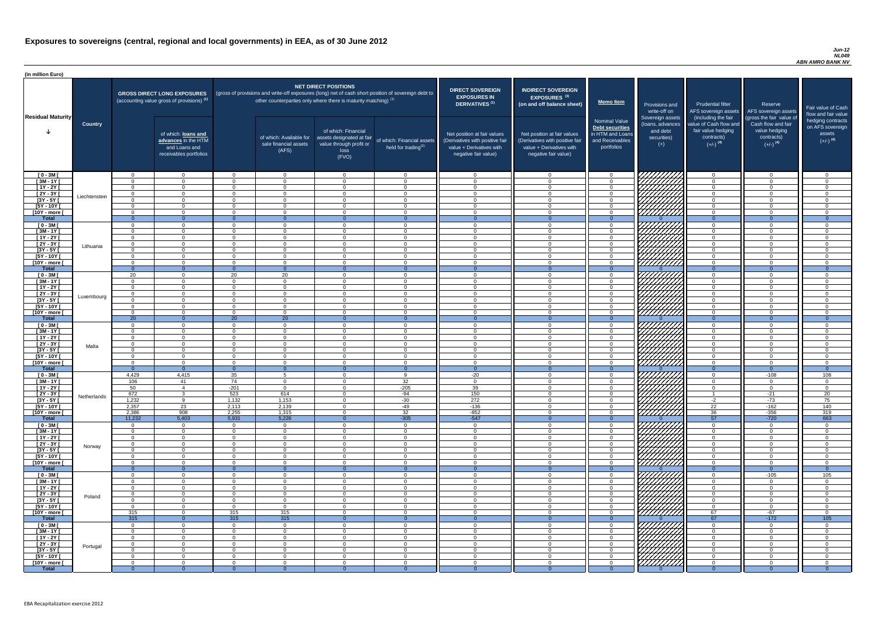# Exposures to sovereigns (central, regional and local governments) in EEA, as of 30 June 2012

*Jun-12*
*NL049*
*ABN AMRO BANK NV*

(in million Euro)

| Residual Maturity | Country | GROSS DIRECT LONG EXPOSURES (accounting value gross of provisions) (1) | of which: loans and advances in the HTM and Loans and receivables portfolios | NET DIRECT POSITIONS (gross of provisions and write-off exposures (long) net of cash short position of sovereign debt to other counterparties only where there is maturity matching) (1) | of which: Available for sale financial assets (AFS) | of which: Financial assets designated at fair value through profit or loss (FVO) | of which: Financial assets held for trading (2) | DIRECT SOVEREIGN EXPOSURES IN DERIVATIVES (1) Net position at fair values (Derivatives with positive fair value + Derivatives with negative fair value) | INDIRECT SOVEREIGN EXPOSURES (3) (on and off balance sheet) Net position at fair values (Derivatives with positive fair value + Derivatives with negative fair value) | Memo Item: Nominal Value Debt securities in HTM and Loans and Receivables portfolios | Provisions and write-off on Sovereign assets (loans, advances and debt securities) (+) | Prudential filter AFS sovereign assets (including the fair value of Cash flow and fair value hedging contracts) (+/-) (4) | Reserve AFS sovereign assets (gross the fair value of Cash flow and fair value hedging contracts) (+/-) (4) | Fair value of Cash flow and fair value hedging contracts on AFS sovereign assets (+/-) (4) |
|---|---|---|---|---|---|---|---|---|---|---|---|---|---|---|
| [ 0 - 3M [ | Liechtenstein | 0 | 0 | 0 | 0 | 0 | 0 | 0 | 0 | 0 | | 0 | 0 | 0 |
| [ 3M - 1Y [ | | 0 | 0 | 0 | 0 | 0 | 0 | 0 | 0 | 0 | | 0 | 0 | 0 |
| [ 1Y - 2Y [ | | 0 | 0 | 0 | 0 | 0 | 0 | 0 | 0 | 0 | | 0 | 0 | 0 |
| [ 2Y - 3Y [ | | 0 | 0 | 0 | 0 | 0 | 0 | 0 | 0 | 0 | | 0 | 0 | 0 |
| [3Y - 5Y [ | | 0 | 0 | 0 | 0 | 0 | 0 | 0 | 0 | 0 | | 0 | 0 | 0 |
| [5Y - 10Y [ | | 0 | 0 | 0 | 0 | 0 | 0 | 0 | 0 | 0 | | 0 | 0 | 0 |
| [10Y - more [ | | 0 | 0 | 0 | 0 | 0 | 0 | 0 | 0 | 0 | | 0 | 0 | 0 |
| **Total** | | 0 | 0 | 0 | 0 | 0 | 0 | 0 | 0 | 0 | 0 | 0 | 0 | 0 |
| [ 0 - 3M [ | Lithuania | 0 | 0 | 0 | 0 | 0 | 0 | 0 | 0 | 0 | | 0 | 0 | 0 |
| [ 3M - 1Y [ | | 0 | 0 | 0 | 0 | 0 | 0 | 0 | 0 | 0 | | 0 | 0 | 0 |
| [ 1Y - 2Y [ | | 0 | 0 | 0 | 0 | 0 | 0 | 0 | 0 | 0 | | 0 | 0 | 0 |
| [ 2Y - 3Y [ | | 0 | 0 | 0 | 0 | 0 | 0 | 0 | 0 | 0 | | 0 | 0 | 0 |
| [3Y - 5Y [ | | 0 | 0 | 0 | 0 | 0 | 0 | 0 | 0 | 0 | | 0 | 0 | 0 |
| [5Y - 10Y [ | | 0 | 0 | 0 | 0 | 0 | 0 | 0 | 0 | 0 | | 0 | 0 | 0 |
| [10Y - more [ | | 0 | 0 | 0 | 0 | 0 | 0 | 0 | 0 | 0 | | 0 | 0 | 0 |
| **Total** | | 0 | 0 | 0 | 0 | 0 | 0 | 0 | 0 | 0 | 0 | 0 | 0 | 0 |
| [ 0 - 3M [ | Luxembourg | 20 | 0 | 20 | 20 | 0 | 0 | 0 | 0 | 0 | | 0 | 0 | 0 |
| [ 3M - 1Y [ | | 0 | 0 | 0 | 0 | 0 | 0 | 0 | 0 | 0 | | 0 | 0 | 0 |
| [ 1Y - 2Y [ | | 0 | 0 | 0 | 0 | 0 | 0 | 0 | 0 | 0 | | 0 | 0 | 0 |
| [ 2Y - 3Y [ | | 0 | 0 | 0 | 0 | 0 | 0 | 0 | 0 | 0 | | 0 | 0 | 0 |
| [3Y - 5Y [ | | 0 | 0 | 0 | 0 | 0 | 0 | 0 | 0 | 0 | | 0 | 0 | 0 |
| [5Y - 10Y [ | | 0 | 0 | 0 | 0 | 0 | 0 | 0 | 0 | 0 | | 0 | 0 | 0 |
| [10Y - more [ | | 0 | 0 | 0 | 0 | 0 | 0 | 0 | 0 | 0 | | 0 | 0 | 0 |
| **Total** | | 20 | 0 | 20 | 20 | 0 | 0 | 0 | 0 | 0 | 0 | 0 | 0 | 0 |
| [ 0 - 3M [ | Malta | 0 | 0 | 0 | 0 | 0 | 0 | 0 | 0 | 0 | | 0 | 0 | 0 |
| [ 3M - 1Y [ | | 0 | 0 | 0 | 0 | 0 | 0 | 0 | 0 | 0 | | 0 | 0 | 0 |
| [ 1Y - 2Y [ | | 0 | 0 | 0 | 0 | 0 | 0 | 0 | 0 | 0 | | 0 | 0 | 0 |
| [ 2Y - 3Y [ | | 0 | 0 | 0 | 0 | 0 | 0 | 0 | 0 | 0 | | 0 | 0 | 0 |
| [3Y - 5Y [ | | 0 | 0 | 0 | 0 | 0 | 0 | 0 | 0 | 0 | | 0 | 0 | 0 |
| [5Y - 10Y [ | | 0 | 0 | 0 | 0 | 0 | 0 | 0 | 0 | 0 | | 0 | 0 | 0 |
| [10Y - more [ | | 0 | 0 | 0 | 0 | 0 | 0 | 0 | 0 | 0 | | 0 | 0 | 0 |
| **Total** | | 0 | 0 | 0 | 0 | 0 | 0 | 0 | 0 | 0 | 0 | 0 | 0 | 0 |
| [ 0 - 3M [ | Netherlands | 4,429 | 4,415 | 35 | 5 | 0 | 9 | -20 | 0 | 0 | | 0 | -108 | 108 |
| [ 3M - 1Y [ | | 106 | 41 | 74 | 0 | 0 | 32 | 0 | 0 | 0 | | 0 | 0 | 0 |
| [ 1Y - 2Y [ | | 50 | 4 | -201 | 0 | 0 | -205 | 39 | 0 | 0 | | 0 | 0 | 0 |
| [ 2Y - 3Y [ | | 672 | 3 | 523 | 614 | 0 | -94 | 150 | 0 | 0 | | 1 | -21 | 20 |
| [3Y - 5Y [ | | 1,232 | 9 | 1,132 | 1,153 | 0 | -30 | 272 | 0 | 0 | | -2 | -73 | 75 |
| [5Y - 10Y [ | | 2,357 | 23 | 2,113 | 2,139 | 0 | -49 | -136 | 0 | 0 | | 22 | -162 | 140 |
| [10Y - more [ | | 2,386 | 908 | 2,255 | 1,315 | 0 | 32 | -852 | 0 | 0 | | 36 | -356 | 319 |
| **Total** | | 11,232 | 5,403 | 5,931 | 5,226 | 0 | -305 | -547 | 0 | 0 | 0 | 57 | -720 | 663 |
| [ 0 - 3M [ | Norway | 0 | 0 | 0 | 0 | 0 | 0 | 0 | 0 | 0 | | 0 | 0 | 0 |
| [ 3M - 1Y [ | | 0 | 0 | 0 | 0 | 0 | 0 | 0 | 0 | 0 | | 0 | 0 | 0 |
| [ 1Y - 2Y [ | | 0 | 0 | 0 | 0 | 0 | 0 | 0 | 0 | 0 | | 0 | 0 | 0 |
| [ 2Y - 3Y [ | | 0 | 0 | 0 | 0 | 0 | 0 | 0 | 0 | 0 | | 0 | 0 | 0 |
| [3Y - 5Y [ | | 0 | 0 | 0 | 0 | 0 | 0 | 0 | 0 | 0 | | 0 | 0 | 0 |
| [5Y - 10Y [ | | 0 | 0 | 0 | 0 | 0 | 0 | 0 | 0 | 0 | | 0 | 0 | 0 |
| [10Y - more [ | | 0 | 0 | 0 | 0 | 0 | 0 | 0 | 0 | 0 | | 0 | 0 | 0 |
| **Total** | | 0 | 0 | 0 | 0 | 0 | 0 | 0 | 0 | 0 | 0 | 0 | 0 | 0 |
| [ 0 - 3M [ | Poland | 0 | 0 | 0 | 0 | 0 | 0 | 0 | 0 | 0 | | 0 | -105 | 105 |
| [ 3M - 1Y [ | | 0 | 0 | 0 | 0 | 0 | 0 | 0 | 0 | 0 | | 0 | 0 | 0 |
| [ 1Y - 2Y [ | | 0 | 0 | 0 | 0 | 0 | 0 | 0 | 0 | 0 | | 0 | 0 | 0 |
| [ 2Y - 3Y [ | | 0 | 0 | 0 | 0 | 0 | 0 | 0 | 0 | 0 | | 0 | 0 | 0 |
| [3Y - 5Y [ | | 0 | 0 | 0 | 0 | 0 | 0 | 0 | 0 | 0 | | 0 | 0 | 0 |
| [5Y - 10Y [ | | 0 | 0 | 0 | 0 | 0 | 0 | 0 | 0 | 0 | | 0 | 0 | 0 |
| [10Y - more [ | | 315 | 0 | 315 | 315 | 0 | 0 | 0 | 0 | 0 | | 67 | -67 | 0 |
| **Total** | | 315 | 0 | 315 | 315 | 0 | 0 | 0 | 0 | 0 | 0 | 67 | -172 | 105 |
| [ 0 - 3M [ | Portugal | 0 | 0 | 0 | 0 | 0 | 0 | 0 | 0 | 0 | | 0 | 0 | 0 |
| [ 3M - 1Y [ | | 0 | 0 | 0 | 0 | 0 | 0 | 0 | 0 | 0 | | 0 | 0 | 0 |
| [ 1Y - 2Y [ | | 0 | 0 | 0 | 0 | 0 | 0 | 0 | 0 | 0 | | 0 | 0 | 0 |
| [ 2Y - 3Y [ | | 0 | 0 | 0 | 0 | 0 | 0 | 0 | 0 | 0 | | 0 | 0 | 0 |
| [3Y - 5Y [ | | 0 | 0 | 0 | 0 | 0 | 0 | 0 | 0 | 0 | | 0 | 0 | 0 |
| [5Y - 10Y [ | | 0 | 0 | 0 | 0 | 0 | 0 | 0 | 0 | 0 | | 0 | 0 | 0 |
| [10Y - more [ | | 0 | 0 | 0 | 0 | 0 | 0 | 0 | 0 | 0 | | 0 | 0 | 0 |
| **Total** | | 0 | 0 | 0 | 0 | 0 | 0 | 0 | 0 | 0 | 0 | 0 | 0 | 0 |

EBA Recapitalization exercise 2012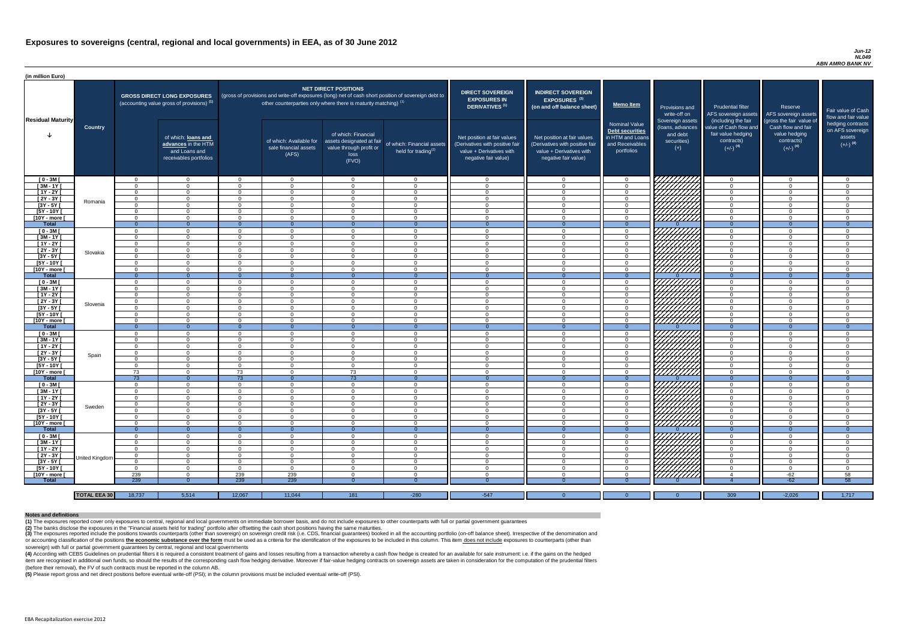# Exposures to sovereigns (central, regional and local governments) in EEA, as of 30 June 2012

*Jun-12*
*NL049*
*ABN AMRO BANK NV*

(in million Euro)

| Residual Maturity | Country | GROSS DIRECT LONG EXPOSURES (accounting value gross of provisions) (1) | | NET DIRECT POSITIONS (gross of provisions and write-off exposures (long) net of cash short position of sovereign debt to other counterparties only where there is maturity matching) (1) | | | | DIRECT SOVEREIGN EXPOSURES IN DERIVATIVES (1) | INDIRECT SOVEREIGN EXPOSURES (3) (on and off balance sheet) | Memo Item | Provisions and write-off on Sovereign assets (loans, advances and debt securities) (+) | Prudential filter AFS sovereign assets (including the fair value of Cash flow and fair value hedging contracts) (+/-) (4) | Reserve AFS sovereign assets (gross the fair value of Cash flow and fair value hedging contracts) (+/-) (4) | Fair value of Cash flow and fair value hedging contracts on AFS sovereign assets (+/-) (4) |
|---|---|---|---|---|---|---|---|---|---|---|---|---|---|---|
| | | | of which: loans and advances in the HTM and Loans and receivables portfolios | | of which: Available for sale financial assets (AFS) | of which: Financial assets designated at fair value through profit or loss (FVO) | of which: Financial assets held for trading(2) | Net position at fair values (Derivatives with positive fair value + Derivatives with negative fair value) | Net position at fair values (Derivatives with positive fair value + Derivatives with negative fair value) | Nominal Value Debt securities in HTM and Loans and Receivables portfolios | | | | |
| [ 0 - 3M [ | Romania | 0 | 0 | 0 | 0 | 0 | 0 | 0 | 0 | 0 | | 0 | 0 | 0 |
| [ 3M - 1Y [ | | 0 | 0 | 0 | 0 | 0 | 0 | 0 | 0 | 0 | | 0 | 0 | 0 |
| [ 1Y - 2Y [ | | 0 | 0 | 0 | 0 | 0 | 0 | 0 | 0 | 0 | | 0 | 0 | 0 |
| [ 2Y - 3Y [ | | 0 | 0 | 0 | 0 | 0 | 0 | 0 | 0 | 0 | | 0 | 0 | 0 |
| [3Y - 5Y [ | | 0 | 0 | 0 | 0 | 0 | 0 | 0 | 0 | 0 | | 0 | 0 | 0 |
| [5Y - 10Y [ | | 0 | 0 | 0 | 0 | 0 | 0 | 0 | 0 | 0 | | 0 | 0 | 0 |
| [10Y - more [ | | 0 | 0 | 0 | 0 | 0 | 0 | 0 | 0 | 0 | | 0 | 0 | 0 |
| Total | | 0 | 0 | 0 | 0 | 0 | 0 | 0 | 0 | 0 | 0 | 0 | 0 | 0 |
| [ 0 - 3M [ | Slovakia | 0 | 0 | 0 | 0 | 0 | 0 | 0 | 0 | 0 | | 0 | 0 | 0 |
| [ 3M - 1Y [ | | 0 | 0 | 0 | 0 | 0 | 0 | 0 | 0 | 0 | | 0 | 0 | 0 |
| [ 1Y - 2Y [ | | 0 | 0 | 0 | 0 | 0 | 0 | 0 | 0 | 0 | | 0 | 0 | 0 |
| [ 2Y - 3Y [ | | 0 | 0 | 0 | 0 | 0 | 0 | 0 | 0 | 0 | | 0 | 0 | 0 |
| [3Y - 5Y [ | | 0 | 0 | 0 | 0 | 0 | 0 | 0 | 0 | 0 | | 0 | 0 | 0 |
| [5Y - 10Y [ | | 0 | 0 | 0 | 0 | 0 | 0 | 0 | 0 | 0 | | 0 | 0 | 0 |
| [10Y - more [ | | 0 | 0 | 0 | 0 | 0 | 0 | 0 | 0 | 0 | | 0 | 0 | 0 |
| Total | | 0 | 0 | 0 | 0 | 0 | 0 | 0 | 0 | 0 | 0 | 0 | 0 | 0 |
| [ 0 - 3M [ | Slovenia | 0 | 0 | 0 | 0 | 0 | 0 | 0 | 0 | 0 | | 0 | 0 | 0 |
| [ 3M - 1Y [ | | 0 | 0 | 0 | 0 | 0 | 0 | 0 | 0 | 0 | | 0 | 0 | 0 |
| [ 1Y - 2Y [ | | 0 | 0 | 0 | 0 | 0 | 0 | 0 | 0 | 0 | | 0 | 0 | 0 |
| [ 2Y - 3Y [ | | 0 | 0 | 0 | 0 | 0 | 0 | 0 | 0 | 0 | | 0 | 0 | 0 |
| [3Y - 5Y [ | | 0 | 0 | 0 | 0 | 0 | 0 | 0 | 0 | 0 | | 0 | 0 | 0 |
| [5Y - 10Y [ | | 0 | 0 | 0 | 0 | 0 | 0 | 0 | 0 | 0 | | 0 | 0 | 0 |
| [10Y - more [ | | 0 | 0 | 0 | 0 | 0 | 0 | 0 | 0 | 0 | | 0 | 0 | 0 |
| Total | | 0 | 0 | 0 | 0 | 0 | 0 | 0 | 0 | 0 | 0 | 0 | 0 | 0 |
| [ 0 - 3M [ | Spain | 0 | 0 | 0 | 0 | 0 | 0 | 0 | 0 | 0 | | 0 | 0 | 0 |
| [ 3M - 1Y [ | | 0 | 0 | 0 | 0 | 0 | 0 | 0 | 0 | 0 | | 0 | 0 | 0 |
| [ 1Y - 2Y [ | | 0 | 0 | 0 | 0 | 0 | 0 | 0 | 0 | 0 | | 0 | 0 | 0 |
| [ 2Y - 3Y [ | | 0 | 0 | 0 | 0 | 0 | 0 | 0 | 0 | 0 | | 0 | 0 | 0 |
| [3Y - 5Y [ | | 0 | 0 | 0 | 0 | 0 | 0 | 0 | 0 | 0 | | 0 | 0 | 0 |
| [5Y - 10Y [ | | 0 | 0 | 0 | 0 | 0 | 0 | 0 | 0 | 0 | | 0 | 0 | 0 |
| [10Y - more [ | | 73 | 0 | 73 | 0 | 73 | 0 | 0 | 0 | 0 | | 0 | 0 | 0 |
| Total | | 73 | 0 | 73 | 0 | 73 | 0 | 0 | 0 | 0 | 0 | 0 | 0 | 0 |
| [ 0 - 3M [ | Sweden | 0 | 0 | 0 | 0 | 0 | 0 | 0 | 0 | 0 | | 0 | 0 | 0 |
| [ 3M - 1Y [ | | 0 | 0 | 0 | 0 | 0 | 0 | 0 | 0 | 0 | | 0 | 0 | 0 |
| [ 1Y - 2Y [ | | 0 | 0 | 0 | 0 | 0 | 0 | 0 | 0 | 0 | | 0 | 0 | 0 |
| [ 2Y - 3Y [ | | 0 | 0 | 0 | 0 | 0 | 0 | 0 | 0 | 0 | | 0 | 0 | 0 |
| [3Y - 5Y [ | | 0 | 0 | 0 | 0 | 0 | 0 | 0 | 0 | 0 | | 0 | 0 | 0 |
| [5Y - 10Y [ | | 0 | 0 | 0 | 0 | 0 | 0 | 0 | 0 | 0 | | 0 | 0 | 0 |
| [10Y - more [ | | 0 | 0 | 0 | 0 | 0 | 0 | 0 | 0 | 0 | | 0 | 0 | 0 |
| Total | | 0 | 0 | 0 | 0 | 0 | 0 | 0 | 0 | 0 | 0 | 0 | 0 | 0 |
| [ 0 - 3M [ | United Kingdom | 0 | 0 | 0 | 0 | 0 | 0 | 0 | 0 | 0 | | 0 | 0 | 0 |
| [ 3M - 1Y [ | | 0 | 0 | 0 | 0 | 0 | 0 | 0 | 0 | 0 | | 0 | 0 | 0 |
| [ 1Y - 2Y [ | | 0 | 0 | 0 | 0 | 0 | 0 | 0 | 0 | 0 | | 0 | 0 | 0 |
| [ 2Y - 3Y [ | | 0 | 0 | 0 | 0 | 0 | 0 | 0 | 0 | 0 | | 0 | 0 | 0 |
| [3Y - 5Y [ | | 0 | 0 | 0 | 0 | 0 | 0 | 0 | 0 | 0 | | 0 | 0 | 0 |
| [5Y - 10Y [ | | 0 | 0 | 0 | 0 | 0 | 0 | 0 | 0 | 0 | | 0 | 0 | 0 |
| [10Y - more [ | | 239 | 0 | 239 | 239 | 0 | 0 | 0 | 0 | 0 | | 4 | -62 | 58 |
| Total | | 239 | 0 | 239 | 239 | 0 | 0 | 0 | 0 | 0 | 0 | 4 | -62 | 58 |
| TOTAL EEA 30 | | 18,737 | 5,514 | 12,067 | 11,044 | 181 | -280 | -547 | 0 | 0 | 0 | 309 | -2,026 | 1,717 |

## Notes and definitions

**(1)** The exposures reported cover only exposures to central, regional and local governments on immediate borrower basis, and do not include exposures to other counterparts with full or partial government guarantees

**(2)** The banks disclose the exposures in the "Financial assets held for trading" portfolio after offsetting the cash short positions having the same maturities.

**(3)** The exposures reported include the positions towards counterparts (other than sovereign) on sovereign credit risk (i.e. CDS, financial guarantees) booked in all the accounting portfolio (on-off balance sheet). Irrespective of the denomination and or accounting classification of the positions **the economic substance over the form** must be used as a criteria for the identification of the exposures to be included in this column. This item does not include exposures to counterparts (other than sovereign) with full or partial government guarantees by central, regional and local governments

**(4)** According with CEBS Guidelines on prudential filters it is required a consistent treatment of gains and losses resulting from a transaction whereby a cash flow hedge is created for an available for sale instrument: i.e. if the gains on the hedged item are recognised in additional own funds, so should the results of the corresponding cash flow hedging derivative. Moreover if fair-value hedging contracts on sovereign assets are taken in consideration for the computation of the prudential filters (before their removal), the FV of such contracts must be reported in the column AB.

**(5)** Please report gross and net direct positions before eventual write-off (PSI); in the column provisions must be included eventual write-off (PSI).